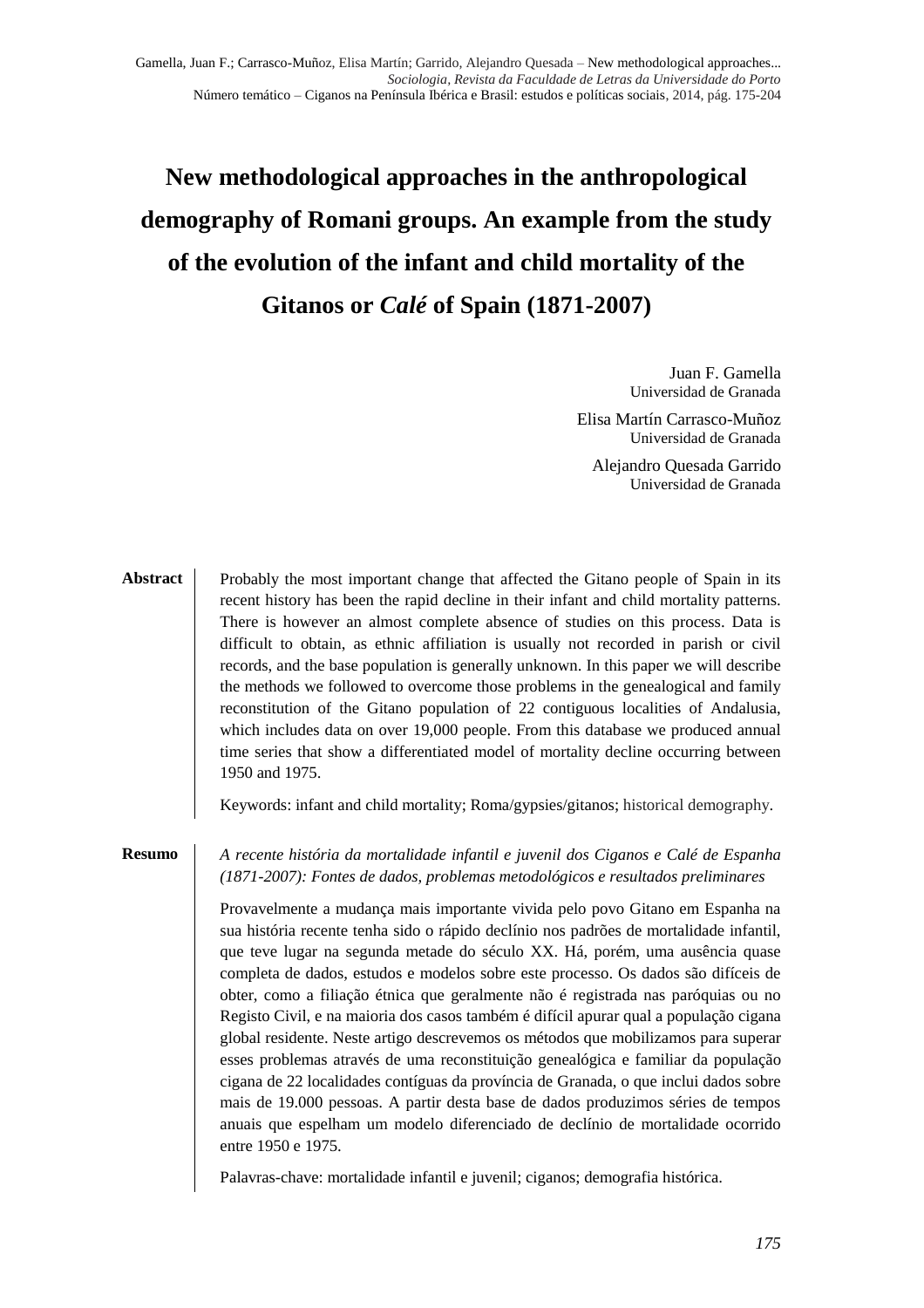# New methodological approaches in the anthropological demography of Romani groups. An example from the study of the evolution of the infant and child mortality of the Gitanos or *Calé* of Spain (1871-2007)

Juan F. Gamella
Universidad de Granada

Elisa Martín Carrasco-Muñoz
Universidad de Granada

Alejandro Quesada Garrido
Universidad de Granada

**Abstract**

Probably the most important change that affected the Gitano people of Spain in its recent history has been the rapid decline in their infant and child mortality patterns. There is however an almost complete absence of studies on this process. Data is difficult to obtain, as ethnic affiliation is usually not recorded in parish or civil records, and the base population is generally unknown. In this paper we will describe the methods we followed to overcome those problems in the genealogical and family reconstitution of the Gitano population of 22 contiguous localities of Andalusia, which includes data on over 19,000 people. From this database we produced annual time series that show a differentiated model of mortality decline occurring between 1950 and 1975.

Keywords: infant and child mortality; Roma/gypsies/gitanos; historical demography.

**Resumo**

*A recente história da mortalidade infantil e juvenil dos Ciganos e Calé de Espanha (1871-2007): Fontes de dados, problemas metodológicos e resultados preliminares*

Provavelmente a mudança mais importante vivida pelo povo Gitano em Espanha na sua história recente tenha sido o rápido declínio nos padrões de mortalidade infantil, que teve lugar na segunda metade do século XX. Há, porém, uma ausência quase completa de dados, estudos e modelos sobre este processo. Os dados são difíceis de obter, como a filiação étnica que geralmente não é registrada nas paróquias ou no Registo Civil, e na maioria dos casos também é difícil apurar qual a população cigana global residente. Neste artigo descrevemos os métodos que mobilizamos para superar esses problemas através de uma reconstituição genealógica e familiar da população cigana de 22 localidades contíguas da província de Granada, o que inclui dados sobre mais de 19.000 pessoas. A partir desta base de dados produzimos séries de tempos anuais que espelham um modelo diferenciado de declínio de mortalidade ocorrido entre 1950 e 1975.

Palavras-chave: mortalidade infantil e juvenil; ciganos; demografia histórica.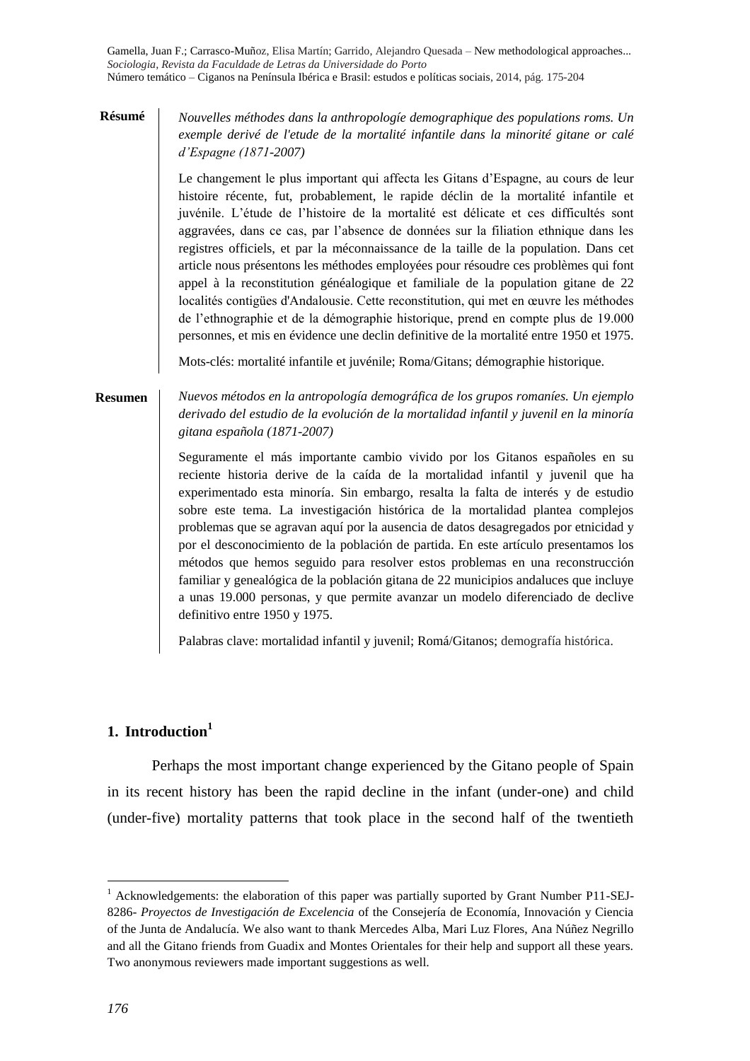**Résumé**

*Nouvelles méthodes dans la anthropologíe demographique des populations roms. Un exemple derivé de l'etude de la mortalité infantile dans la minorité gitane or calé d'Espagne (1871-2007)*

Le changement le plus important qui affecta les Gitans d'Espagne, au cours de leur histoire récente, fut, probablement, le rapide déclin de la mortalité infantile et juvénile. L'étude de l'histoire de la mortalité est délicate et ces difficultés sont aggravées, dans ce cas, par l'absence de données sur la filiation ethnique dans les registres officiels, et par la méconnaissance de la taille de la population. Dans cet article nous présentons les méthodes employées pour résoudre ces problèmes qui font appel à la reconstitution généalogique et familiale de la population gitane de 22 localités contigües d'Andalousie. Cette reconstitution, qui met en œuvre les méthodes de l'ethnographie et de la démographie historique, prend en compte plus de 19.000 personnes, et mis en évidence une declin definitive de la mortalité entre 1950 et 1975.

Mots-clés: mortalité infantile et juvénile; Roma/Gitans; démographie historique.

**Resumen**

*Nuevos métodos en la antropología demográfica de los grupos romaníes. Un ejemplo derivado del estudio de la evolución de la mortalidad infantil y juvenil en la minoría gitana española (1871-2007)*

Seguramente el más importante cambio vivido por los Gitanos españoles en su reciente historia derive de la caída de la mortalidad infantil y juvenil que ha experimentado esta minoría. Sin embargo, resalta la falta de interés y de estudio sobre este tema. La investigación histórica de la mortalidad plantea complejos problemas que se agravan aquí por la ausencia de datos desagregados por etnicidad y por el desconocimiento de la población de partida. En este artículo presentamos los métodos que hemos seguido para resolver estos problemas en una reconstrucción familiar y genealógica de la población gitana de 22 municipios andaluces que incluye a unas 19.000 personas, y que permite avanzar un modelo diferenciado de declive definitivo entre 1950 y 1975.

Palabras clave: mortalidad infantil y juvenil; Romá/Gitanos; demografía histórica.

## 1. Introduction[1]

Perhaps the most important change experienced by the Gitano people of Spain in its recent history has been the rapid decline in the infant (under-one) and child (under-five) mortality patterns that took place in the second half of the twentieth

[1] Acknowledgements: the elaboration of this paper was partially suported by Grant Number P11-SEJ-8286- *Proyectos de Investigación de Excelencia* of the Consejería de Economía, Innovación y Ciencia of the Junta de Andalucía. We also want to thank Mercedes Alba, Mari Luz Flores, Ana Núñez Negrillo and all the Gitano friends from Guadix and Montes Orientales for their help and support all these years. Two anonymous reviewers made important suggestions as well.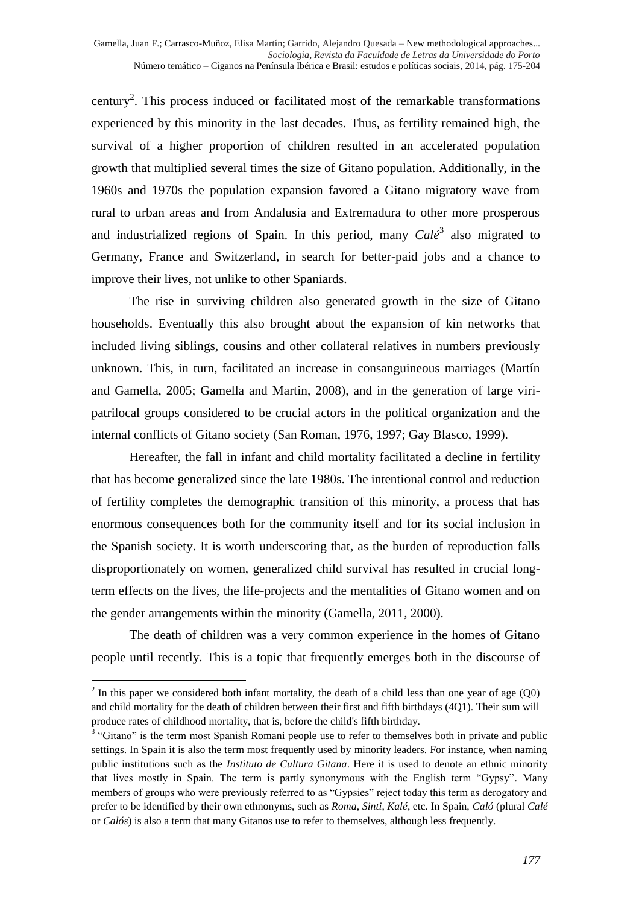century[2]. This process induced or facilitated most of the remarkable transformations experienced by this minority in the last decades. Thus, as fertility remained high, the survival of a higher proportion of children resulted in an accelerated population growth that multiplied several times the size of Gitano population. Additionally, in the 1960s and 1970s the population expansion favored a Gitano migratory wave from rural to urban areas and from Andalusia and Extremadura to other more prosperous and industrialized regions of Spain. In this period, many *Calé*[3] also migrated to Germany, France and Switzerland, in search for better-paid jobs and a chance to improve their lives, not unlike to other Spaniards.

The rise in surviving children also generated growth in the size of Gitano households. Eventually this also brought about the expansion of kin networks that included living siblings, cousins and other collateral relatives in numbers previously unknown. This, in turn, facilitated an increase in consanguineous marriages (Martín and Gamella, 2005; Gamella and Martin, 2008), and in the generation of large viri-patrilocal groups considered to be crucial actors in the political organization and the internal conflicts of Gitano society (San Roman, 1976, 1997; Gay Blasco, 1999).

Hereafter, the fall in infant and child mortality facilitated a decline in fertility that has become generalized since the late 1980s. The intentional control and reduction of fertility completes the demographic transition of this minority, a process that has enormous consequences both for the community itself and for its social inclusion in the Spanish society. It is worth underscoring that, as the burden of reproduction falls disproportionately on women, generalized child survival has resulted in crucial long-term effects on the lives, the life-projects and the mentalities of Gitano women and on the gender arrangements within the minority (Gamella, 2011, 2000).

The death of children was a very common experience in the homes of Gitano people until recently. This is a topic that frequently emerges both in the discourse of

---

[2] In this paper we considered both infant mortality, the death of a child less than one year of age (Q0) and child mortality for the death of children between their first and fifth birthdays (4Q1). Their sum will produce rates of childhood mortality, that is, before the child's fifth birthday.

[3] "Gitano" is the term most Spanish Romani people use to refer to themselves both in private and public settings. In Spain it is also the term most frequently used by minority leaders. For instance, when naming public institutions such as the *Instituto de Cultura Gitana*. Here it is used to denote an ethnic minority that lives mostly in Spain. The term is partly synonymous with the English term "Gypsy". Many members of groups who were previously referred to as "Gypsies" reject today this term as derogatory and prefer to be identified by their own ethnonyms, such as *Roma, Sinti, Kalé*, etc. In Spain, *Caló* (plural *Calé* or *Calós*) is also a term that many Gitanos use to refer to themselves, although less frequently.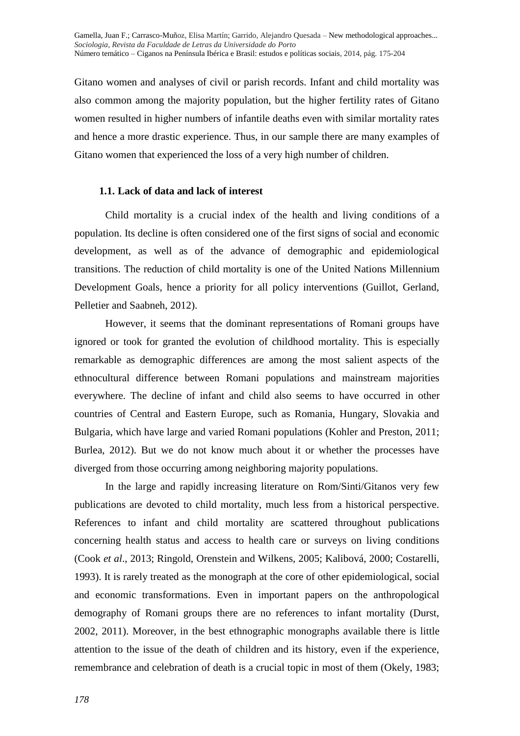Gitano women and analyses of civil or parish records. Infant and child mortality was also common among the majority population, but the higher fertility rates of Gitano women resulted in higher numbers of infantile deaths even with similar mortality rates and hence a more drastic experience. Thus, in our sample there are many examples of Gitano women that experienced the loss of a very high number of children.

### 1.1. Lack of data and lack of interest

Child mortality is a crucial index of the health and living conditions of a population. Its decline is often considered one of the first signs of social and economic development, as well as of the advance of demographic and epidemiological transitions. The reduction of child mortality is one of the United Nations Millennium Development Goals, hence a priority for all policy interventions (Guillot, Gerland, Pelletier and Saabneh, 2012).

However, it seems that the dominant representations of Romani groups have ignored or took for granted the evolution of childhood mortality. This is especially remarkable as demographic differences are among the most salient aspects of the ethnocultural difference between Romani populations and mainstream majorities everywhere. The decline of infant and child also seems to have occurred in other countries of Central and Eastern Europe, such as Romania, Hungary, Slovakia and Bulgaria, which have large and varied Romani populations (Kohler and Preston, 2011; Burlea, 2012). But we do not know much about it or whether the processes have diverged from those occurring among neighboring majority populations.

In the large and rapidly increasing literature on Rom/Sinti/Gitanos very few publications are devoted to child mortality, much less from a historical perspective. References to infant and child mortality are scattered throughout publications concerning health status and access to health care or surveys on living conditions (Cook *et al*., 2013; Ringold, Orenstein and Wilkens, 2005; Kalibová, 2000; Costarelli, 1993). It is rarely treated as the monograph at the core of other epidemiological, social and economic transformations. Even in important papers on the anthropological demography of Romani groups there are no references to infant mortality (Durst, 2002, 2011). Moreover, in the best ethnographic monographs available there is little attention to the issue of the death of children and its history, even if the experience, remembrance and celebration of death is a crucial topic in most of them (Okely, 1983;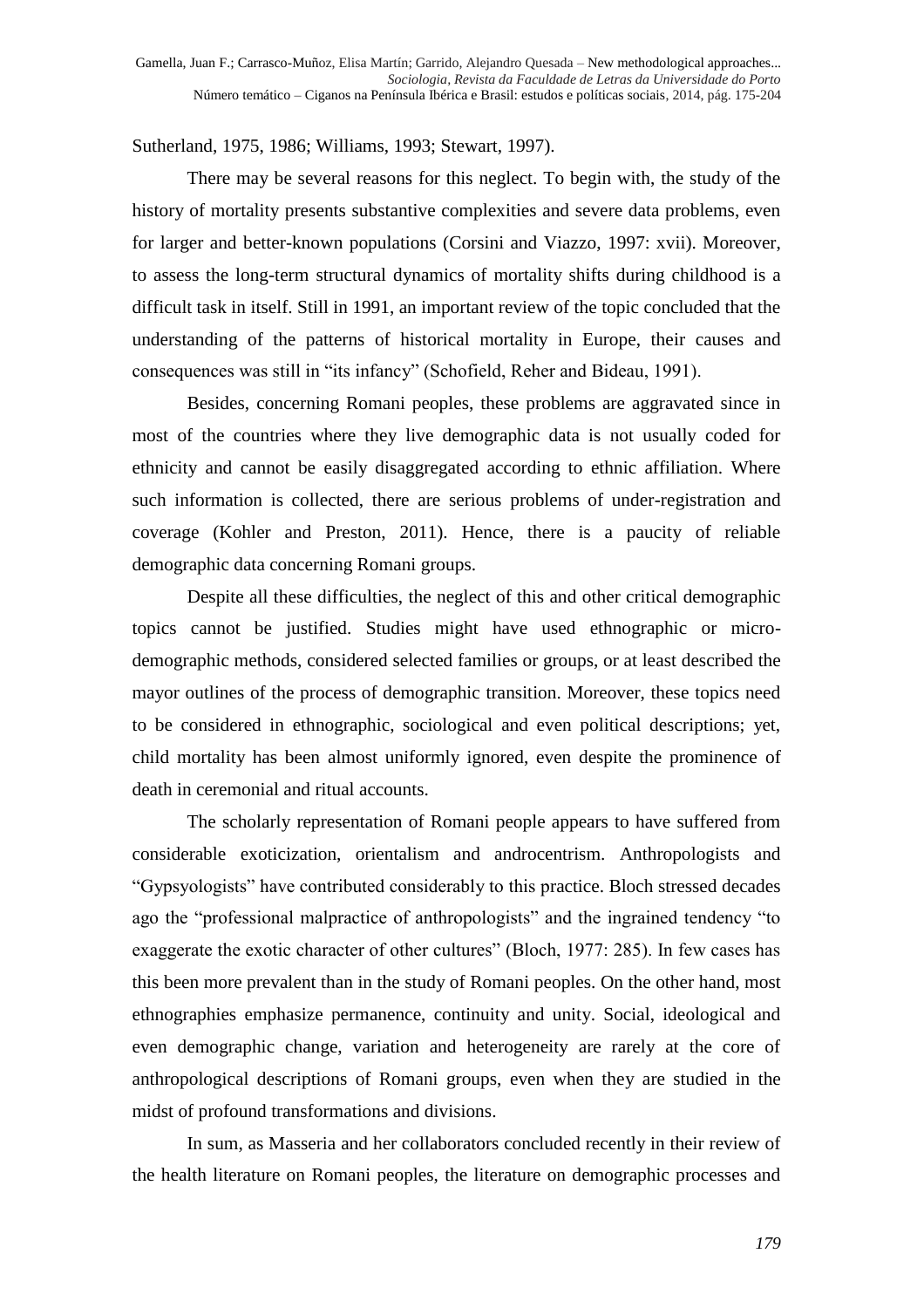Sutherland, 1975, 1986; Williams, 1993; Stewart, 1997).

There may be several reasons for this neglect. To begin with, the study of the history of mortality presents substantive complexities and severe data problems, even for larger and better-known populations (Corsini and Viazzo, 1997: xvii). Moreover, to assess the long-term structural dynamics of mortality shifts during childhood is a difficult task in itself. Still in 1991, an important review of the topic concluded that the understanding of the patterns of historical mortality in Europe, their causes and consequences was still in "its infancy" (Schofield, Reher and Bideau, 1991).

Besides, concerning Romani peoples, these problems are aggravated since in most of the countries where they live demographic data is not usually coded for ethnicity and cannot be easily disaggregated according to ethnic affiliation. Where such information is collected, there are serious problems of under-registration and coverage (Kohler and Preston, 2011). Hence, there is a paucity of reliable demographic data concerning Romani groups.

Despite all these difficulties, the neglect of this and other critical demographic topics cannot be justified. Studies might have used ethnographic or micro-demographic methods, considered selected families or groups, or at least described the mayor outlines of the process of demographic transition. Moreover, these topics need to be considered in ethnographic, sociological and even political descriptions; yet, child mortality has been almost uniformly ignored, even despite the prominence of death in ceremonial and ritual accounts.

The scholarly representation of Romani people appears to have suffered from considerable exoticization, orientalism and androcentrism. Anthropologists and "Gypsyologists" have contributed considerably to this practice. Bloch stressed decades ago the "professional malpractice of anthropologists" and the ingrained tendency "to exaggerate the exotic character of other cultures" (Bloch, 1977: 285). In few cases has this been more prevalent than in the study of Romani peoples. On the other hand, most ethnographies emphasize permanence, continuity and unity. Social, ideological and even demographic change, variation and heterogeneity are rarely at the core of anthropological descriptions of Romani groups, even when they are studied in the midst of profound transformations and divisions.

In sum, as Masseria and her collaborators concluded recently in their review of the health literature on Romani peoples, the literature on demographic processes and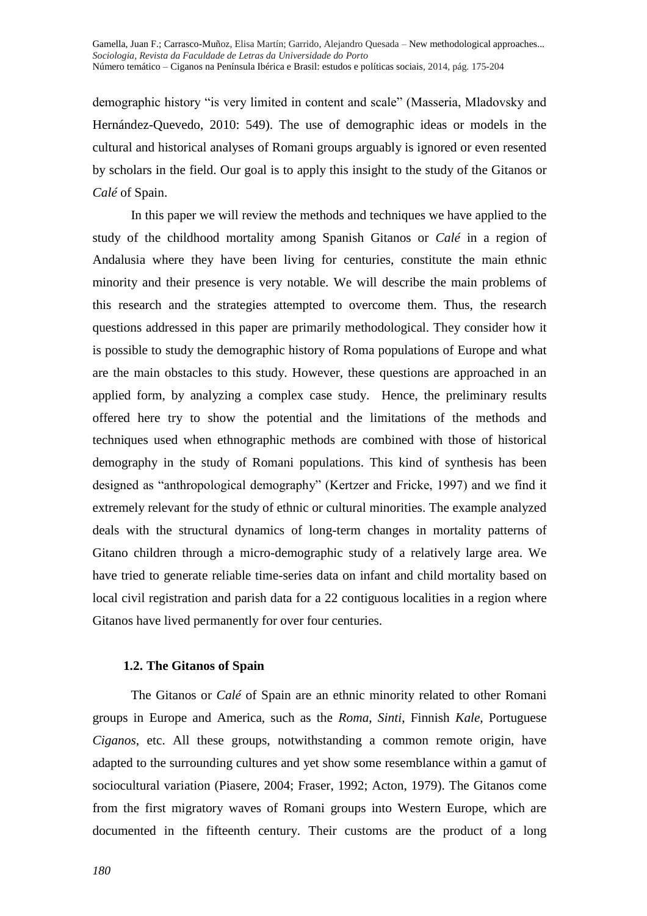demographic history "is very limited in content and scale" (Masseria, Mladovsky and Hernández-Quevedo, 2010: 549). The use of demographic ideas or models in the cultural and historical analyses of Romani groups arguably is ignored or even resented by scholars in the field. Our goal is to apply this insight to the study of the Gitanos or *Calé* of Spain.

In this paper we will review the methods and techniques we have applied to the study of the childhood mortality among Spanish Gitanos or *Calé* in a region of Andalusia where they have been living for centuries, constitute the main ethnic minority and their presence is very notable. We will describe the main problems of this research and the strategies attempted to overcome them. Thus, the research questions addressed in this paper are primarily methodological. They consider how it is possible to study the demographic history of Roma populations of Europe and what are the main obstacles to this study. However, these questions are approached in an applied form, by analyzing a complex case study. Hence, the preliminary results offered here try to show the potential and the limitations of the methods and techniques used when ethnographic methods are combined with those of historical demography in the study of Romani populations. This kind of synthesis has been designed as "anthropological demography" (Kertzer and Fricke, 1997) and we find it extremely relevant for the study of ethnic or cultural minorities. The example analyzed deals with the structural dynamics of long-term changes in mortality patterns of Gitano children through a micro-demographic study of a relatively large area. We have tried to generate reliable time-series data on infant and child mortality based on local civil registration and parish data for a 22 contiguous localities in a region where Gitanos have lived permanently for over four centuries.

### 1.2. The Gitanos of Spain

The Gitanos or *Calé* of Spain are an ethnic minority related to other Romani groups in Europe and America, such as the *Roma*, *Sinti*, Finnish *Kale*, Portuguese *Ciganos*, etc. All these groups, notwithstanding a common remote origin, have adapted to the surrounding cultures and yet show some resemblance within a gamut of sociocultural variation (Piasere, 2004; Fraser, 1992; Acton, 1979). The Gitanos come from the first migratory waves of Romani groups into Western Europe, which are documented in the fifteenth century. Their customs are the product of a long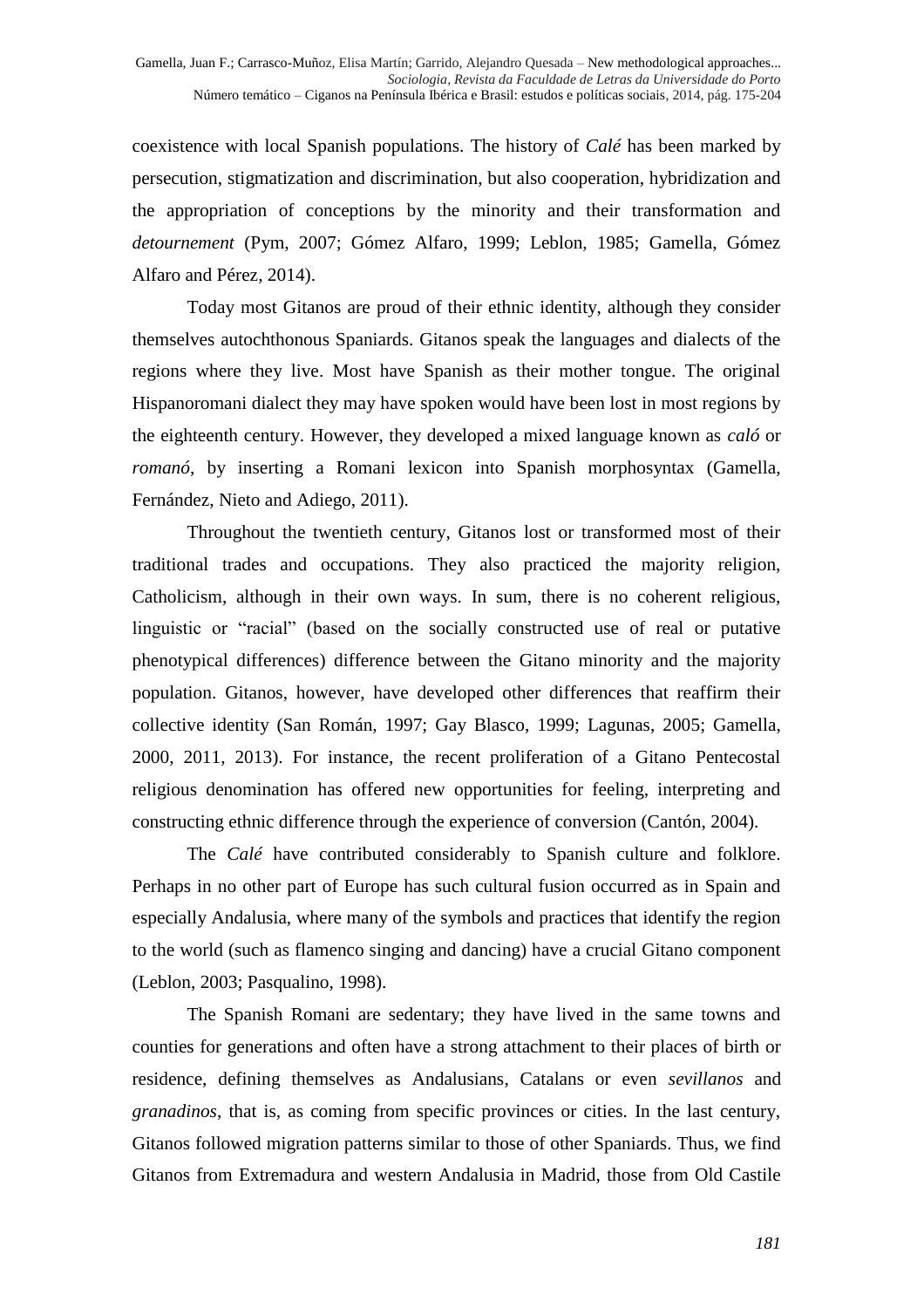coexistence with local Spanish populations. The history of *Calé* has been marked by persecution, stigmatization and discrimination, but also cooperation, hybridization and the appropriation of conceptions by the minority and their transformation and *detournement* (Pym, 2007; Gómez Alfaro, 1999; Leblon, 1985; Gamella, Gómez Alfaro and Pérez, 2014).

Today most Gitanos are proud of their ethnic identity, although they consider themselves autochthonous Spaniards. Gitanos speak the languages and dialects of the regions where they live. Most have Spanish as their mother tongue. The original Hispanoromani dialect they may have spoken would have been lost in most regions by the eighteenth century. However, they developed a mixed language known as *caló* or *romanó*, by inserting a Romani lexicon into Spanish morphosyntax (Gamella, Fernández, Nieto and Adiego, 2011).

Throughout the twentieth century, Gitanos lost or transformed most of their traditional trades and occupations. They also practiced the majority religion, Catholicism, although in their own ways. In sum, there is no coherent religious, linguistic or "racial" (based on the socially constructed use of real or putative phenotypical differences) difference between the Gitano minority and the majority population. Gitanos, however, have developed other differences that reaffirm their collective identity (San Román, 1997; Gay Blasco, 1999; Lagunas, 2005; Gamella, 2000, 2011, 2013). For instance, the recent proliferation of a Gitano Pentecostal religious denomination has offered new opportunities for feeling, interpreting and constructing ethnic difference through the experience of conversion (Cantón, 2004).

The *Calé* have contributed considerably to Spanish culture and folklore. Perhaps in no other part of Europe has such cultural fusion occurred as in Spain and especially Andalusia, where many of the symbols and practices that identify the region to the world (such as flamenco singing and dancing) have a crucial Gitano component (Leblon, 2003; Pasqualino, 1998).

The Spanish Romani are sedentary; they have lived in the same towns and counties for generations and often have a strong attachment to their places of birth or residence, defining themselves as Andalusians, Catalans or even *sevillanos* and *granadinos*, that is, as coming from specific provinces or cities. In the last century, Gitanos followed migration patterns similar to those of other Spaniards. Thus, we find Gitanos from Extremadura and western Andalusia in Madrid, those from Old Castile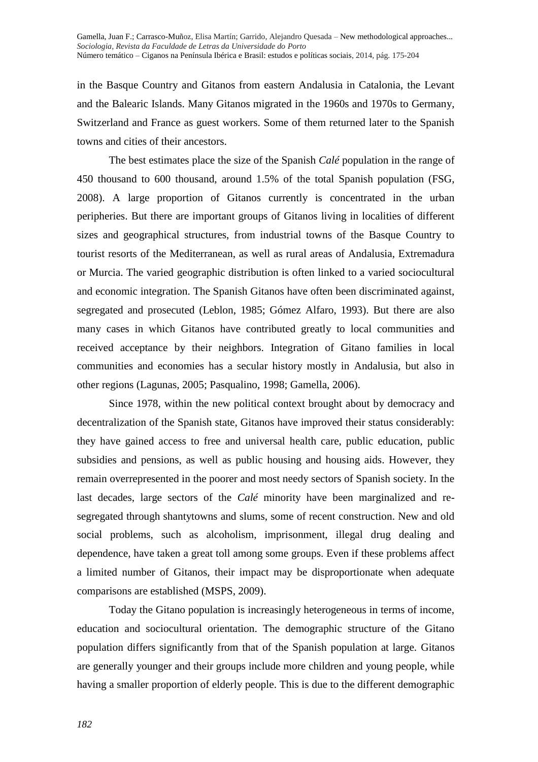in the Basque Country and Gitanos from eastern Andalusia in Catalonia, the Levant and the Balearic Islands. Many Gitanos migrated in the 1960s and 1970s to Germany, Switzerland and France as guest workers. Some of them returned later to the Spanish towns and cities of their ancestors.

The best estimates place the size of the Spanish *Calé* population in the range of 450 thousand to 600 thousand, around 1.5% of the total Spanish population (FSG, 2008). A large proportion of Gitanos currently is concentrated in the urban peripheries. But there are important groups of Gitanos living in localities of different sizes and geographical structures, from industrial towns of the Basque Country to tourist resorts of the Mediterranean, as well as rural areas of Andalusia, Extremadura or Murcia. The varied geographic distribution is often linked to a varied sociocultural and economic integration. The Spanish Gitanos have often been discriminated against, segregated and prosecuted (Leblon, 1985; Gómez Alfaro, 1993). But there are also many cases in which Gitanos have contributed greatly to local communities and received acceptance by their neighbors. Integration of Gitano families in local communities and economies has a secular history mostly in Andalusia, but also in other regions (Lagunas, 2005; Pasqualino, 1998; Gamella, 2006).

Since 1978, within the new political context brought about by democracy and decentralization of the Spanish state, Gitanos have improved their status considerably: they have gained access to free and universal health care, public education, public subsidies and pensions, as well as public housing and housing aids. However, they remain overrepresented in the poorer and most needy sectors of Spanish society. In the last decades, large sectors of the *Calé* minority have been marginalized and re-segregated through shantytowns and slums, some of recent construction. New and old social problems, such as alcoholism, imprisonment, illegal drug dealing and dependence, have taken a great toll among some groups. Even if these problems affect a limited number of Gitanos, their impact may be disproportionate when adequate comparisons are established (MSPS, 2009).

Today the Gitano population is increasingly heterogeneous in terms of income, education and sociocultural orientation. The demographic structure of the Gitano population differs significantly from that of the Spanish population at large. Gitanos are generally younger and their groups include more children and young people, while having a smaller proportion of elderly people. This is due to the different demographic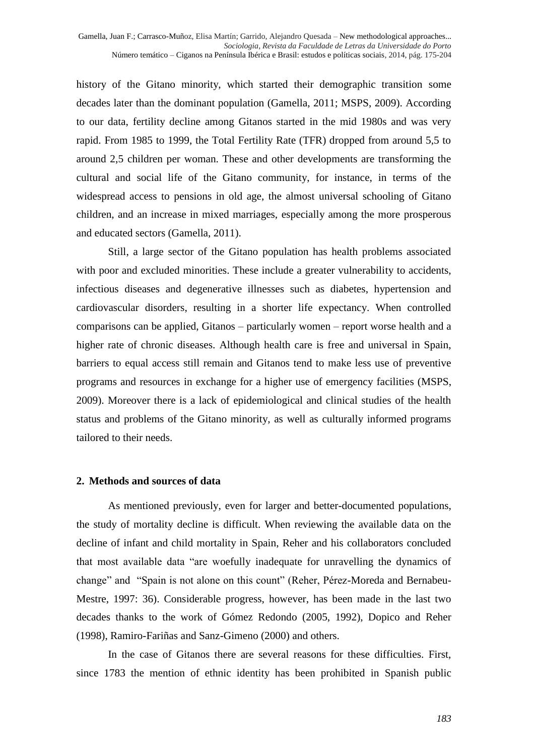history of the Gitano minority, which started their demographic transition some decades later than the dominant population (Gamella, 2011; MSPS, 2009). According to our data, fertility decline among Gitanos started in the mid 1980s and was very rapid. From 1985 to 1999, the Total Fertility Rate (TFR) dropped from around 5,5 to around 2,5 children per woman. These and other developments are transforming the cultural and social life of the Gitano community, for instance, in terms of the widespread access to pensions in old age, the almost universal schooling of Gitano children, and an increase in mixed marriages, especially among the more prosperous and educated sectors (Gamella, 2011).

Still, a large sector of the Gitano population has health problems associated with poor and excluded minorities. These include a greater vulnerability to accidents, infectious diseases and degenerative illnesses such as diabetes, hypertension and cardiovascular disorders, resulting in a shorter life expectancy. When controlled comparisons can be applied, Gitanos – particularly women – report worse health and a higher rate of chronic diseases. Although health care is free and universal in Spain, barriers to equal access still remain and Gitanos tend to make less use of preventive programs and resources in exchange for a higher use of emergency facilities (MSPS, 2009). Moreover there is a lack of epidemiological and clinical studies of the health status and problems of the Gitano minority, as well as culturally informed programs tailored to their needs.

## 2. Methods and sources of data

As mentioned previously, even for larger and better-documented populations, the study of mortality decline is difficult. When reviewing the available data on the decline of infant and child mortality in Spain, Reher and his collaborators concluded that most available data "are woefully inadequate for unravelling the dynamics of change" and "Spain is not alone on this count" (Reher, Pérez-Moreda and Bernabeu-Mestre, 1997: 36). Considerable progress, however, has been made in the last two decades thanks to the work of Gómez Redondo (2005, 1992), Dopico and Reher (1998), Ramiro-Fariñas and Sanz-Gimeno (2000) and others.

In the case of Gitanos there are several reasons for these difficulties. First, since 1783 the mention of ethnic identity has been prohibited in Spanish public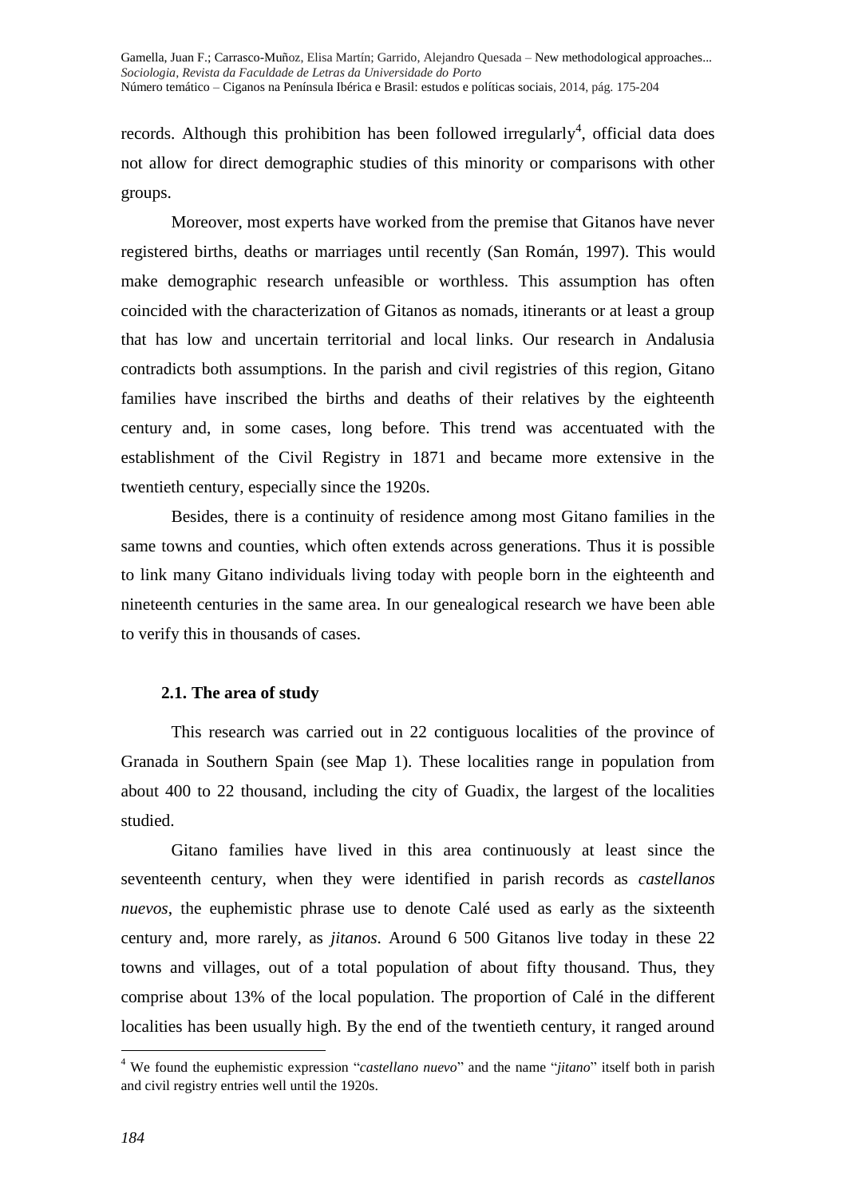records. Although this prohibition has been followed irregularly[4], official data does not allow for direct demographic studies of this minority or comparisons with other groups.

Moreover, most experts have worked from the premise that Gitanos have never registered births, deaths or marriages until recently (San Román, 1997). This would make demographic research unfeasible or worthless. This assumption has often coincided with the characterization of Gitanos as nomads, itinerants or at least a group that has low and uncertain territorial and local links. Our research in Andalusia contradicts both assumptions. In the parish and civil registries of this region, Gitano families have inscribed the births and deaths of their relatives by the eighteenth century and, in some cases, long before. This trend was accentuated with the establishment of the Civil Registry in 1871 and became more extensive in the twentieth century, especially since the 1920s.

Besides, there is a continuity of residence among most Gitano families in the same towns and counties, which often extends across generations. Thus it is possible to link many Gitano individuals living today with people born in the eighteenth and nineteenth centuries in the same area. In our genealogical research we have been able to verify this in thousands of cases.

### 2.1. The area of study

This research was carried out in 22 contiguous localities of the province of Granada in Southern Spain (see Map 1). These localities range in population from about 400 to 22 thousand, including the city of Guadix, the largest of the localities studied.

Gitano families have lived in this area continuously at least since the seventeenth century, when they were identified in parish records as *castellanos nuevos*, the euphemistic phrase use to denote Calé used as early as the sixteenth century and, more rarely, as *jitanos*. Around 6 500 Gitanos live today in these 22 towns and villages, out of a total population of about fifty thousand. Thus, they comprise about 13% of the local population. The proportion of Calé in the different localities has been usually high. By the end of the twentieth century, it ranged around

[4] We found the euphemistic expression "*castellano nuevo*" and the name "*jitano*" itself both in parish and civil registry entries well until the 1920s.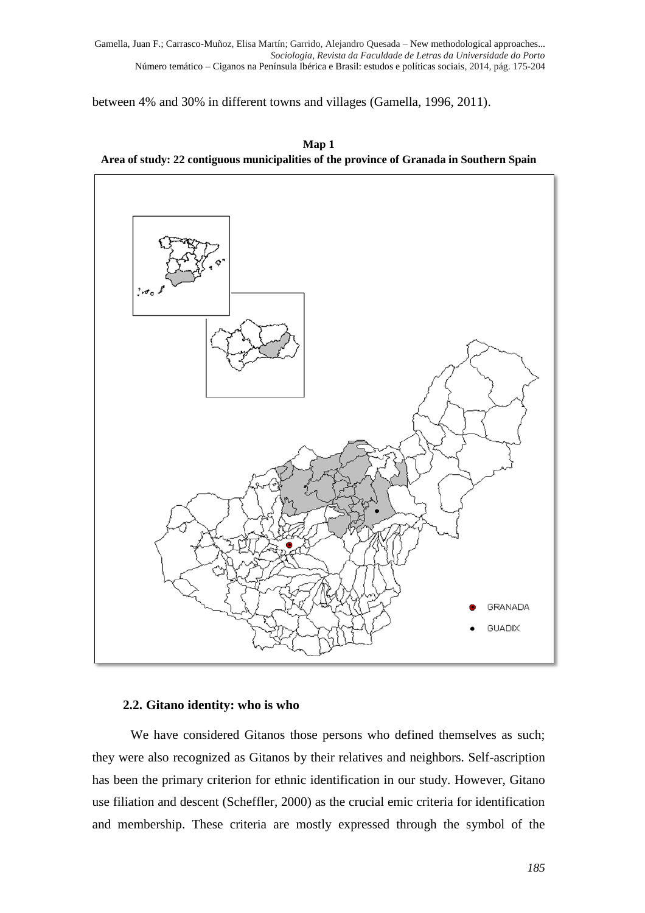between 4% and 30% in different towns and villages (Gamella, 1996, 2011).

**Map 1**
**Area of study: 22 contiguous municipalities of the province of Granada in Southern Spain**

GRANADA
GUADIX

### 2.2. Gitano identity: who is who

We have considered Gitanos those persons who defined themselves as such; they were also recognized as Gitanos by their relatives and neighbors. Self-ascription has been the primary criterion for ethnic identification in our study. However, Gitano use filiation and descent (Scheffler, 2000) as the crucial emic criteria for identification and membership. These criteria are mostly expressed through the symbol of the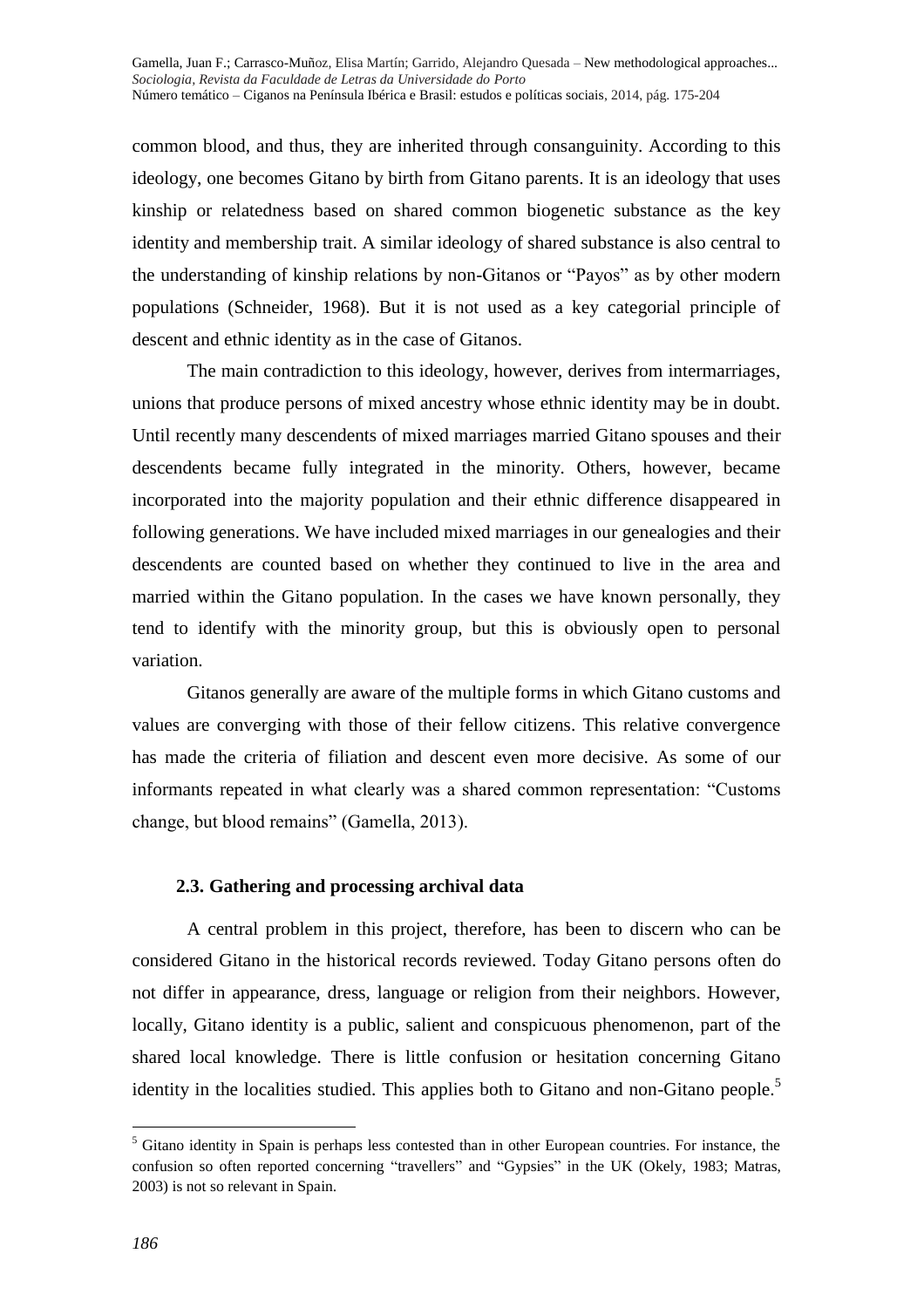common blood, and thus, they are inherited through consanguinity. According to this ideology, one becomes Gitano by birth from Gitano parents. It is an ideology that uses kinship or relatedness based on shared common biogenetic substance as the key identity and membership trait. A similar ideology of shared substance is also central to the understanding of kinship relations by non-Gitanos or "Payos" as by other modern populations (Schneider, 1968). But it is not used as a key categorial principle of descent and ethnic identity as in the case of Gitanos.

The main contradiction to this ideology, however, derives from intermarriages, unions that produce persons of mixed ancestry whose ethnic identity may be in doubt. Until recently many descendents of mixed marriages married Gitano spouses and their descendents became fully integrated in the minority. Others, however, became incorporated into the majority population and their ethnic difference disappeared in following generations. We have included mixed marriages in our genealogies and their descendents are counted based on whether they continued to live in the area and married within the Gitano population. In the cases we have known personally, they tend to identify with the minority group, but this is obviously open to personal variation.

Gitanos generally are aware of the multiple forms in which Gitano customs and values are converging with those of their fellow citizens. This relative convergence has made the criteria of filiation and descent even more decisive. As some of our informants repeated in what clearly was a shared common representation: "Customs change, but blood remains" (Gamella, 2013).

### 2.3. Gathering and processing archival data

A central problem in this project, therefore, has been to discern who can be considered Gitano in the historical records reviewed. Today Gitano persons often do not differ in appearance, dress, language or religion from their neighbors. However, locally, Gitano identity is a public, salient and conspicuous phenomenon, part of the shared local knowledge. There is little confusion or hesitation concerning Gitano identity in the localities studied. This applies both to Gitano and non-Gitano people.[5]

[5] Gitano identity in Spain is perhaps less contested than in other European countries. For instance, the confusion so often reported concerning "travellers" and "Gypsies" in the UK (Okely, 1983; Matras, 2003) is not so relevant in Spain.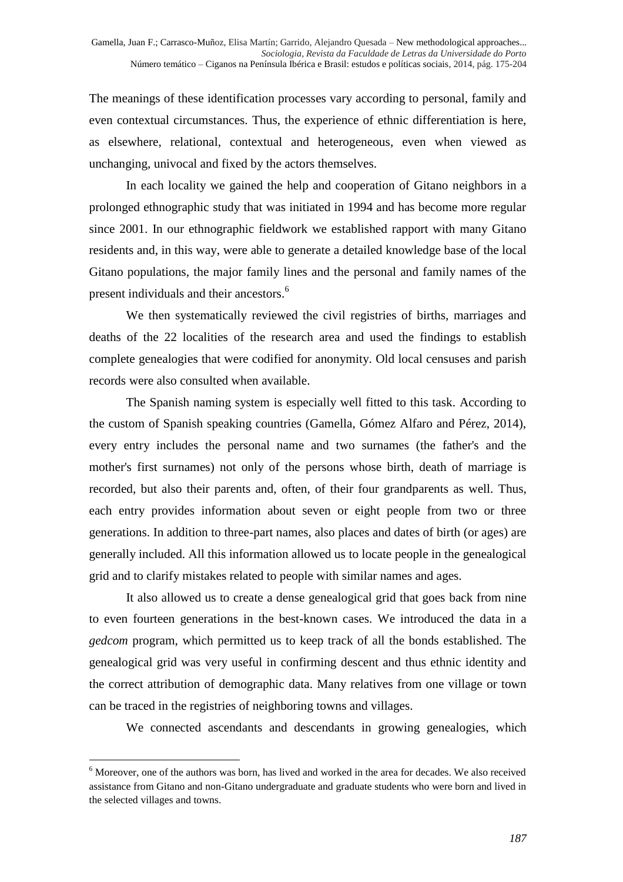The meanings of these identification processes vary according to personal, family and even contextual circumstances. Thus, the experience of ethnic differentiation is here, as elsewhere, relational, contextual and heterogeneous, even when viewed as unchanging, univocal and fixed by the actors themselves.

In each locality we gained the help and cooperation of Gitano neighbors in a prolonged ethnographic study that was initiated in 1994 and has become more regular since 2001. In our ethnographic fieldwork we established rapport with many Gitano residents and, in this way, were able to generate a detailed knowledge base of the local Gitano populations, the major family lines and the personal and family names of the present individuals and their ancestors.[6]

We then systematically reviewed the civil registries of births, marriages and deaths of the 22 localities of the research area and used the findings to establish complete genealogies that were codified for anonymity. Old local censuses and parish records were also consulted when available.

The Spanish naming system is especially well fitted to this task. According to the custom of Spanish speaking countries (Gamella, Gómez Alfaro and Pérez, 2014), every entry includes the personal name and two surnames (the father's and the mother's first surnames) not only of the persons whose birth, death of marriage is recorded, but also their parents and, often, of their four grandparents as well. Thus, each entry provides information about seven or eight people from two or three generations. In addition to three-part names, also places and dates of birth (or ages) are generally included. All this information allowed us to locate people in the genealogical grid and to clarify mistakes related to people with similar names and ages.

It also allowed us to create a dense genealogical grid that goes back from nine to even fourteen generations in the best-known cases. We introduced the data in a *gedcom* program, which permitted us to keep track of all the bonds established. The genealogical grid was very useful in confirming descent and thus ethnic identity and the correct attribution of demographic data. Many relatives from one village or town can be traced in the registries of neighboring towns and villages.

We connected ascendants and descendants in growing genealogies, which

[6] Moreover, one of the authors was born, has lived and worked in the area for decades. We also received assistance from Gitano and non-Gitano undergraduate and graduate students who were born and lived in the selected villages and towns.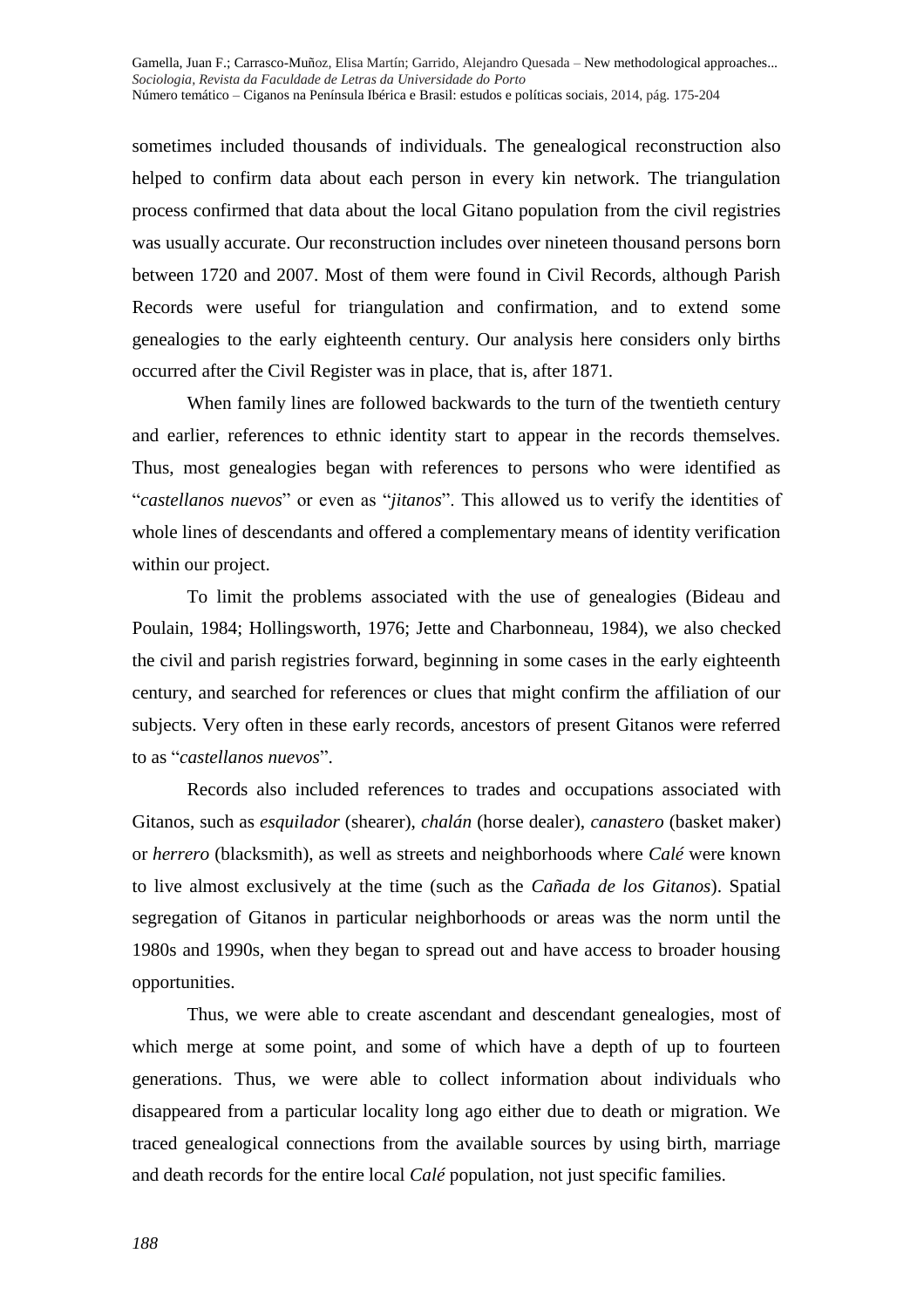sometimes included thousands of individuals. The genealogical reconstruction also helped to confirm data about each person in every kin network. The triangulation process confirmed that data about the local Gitano population from the civil registries was usually accurate. Our reconstruction includes over nineteen thousand persons born between 1720 and 2007. Most of them were found in Civil Records, although Parish Records were useful for triangulation and confirmation, and to extend some genealogies to the early eighteenth century. Our analysis here considers only births occurred after the Civil Register was in place, that is, after 1871.

When family lines are followed backwards to the turn of the twentieth century and earlier, references to ethnic identity start to appear in the records themselves. Thus, most genealogies began with references to persons who were identified as "*castellanos nuevos*" or even as "*jitanos*". This allowed us to verify the identities of whole lines of descendants and offered a complementary means of identity verification within our project.

To limit the problems associated with the use of genealogies (Bideau and Poulain, 1984; Hollingsworth, 1976; Jette and Charbonneau, 1984), we also checked the civil and parish registries forward, beginning in some cases in the early eighteenth century, and searched for references or clues that might confirm the affiliation of our subjects. Very often in these early records, ancestors of present Gitanos were referred to as "*castellanos nuevos*".

Records also included references to trades and occupations associated with Gitanos, such as *esquilador* (shearer), *chalán* (horse dealer), *canastero* (basket maker) or *herrero* (blacksmith), as well as streets and neighborhoods where *Calé* were known to live almost exclusively at the time (such as the *Cañada de los Gitanos*). Spatial segregation of Gitanos in particular neighborhoods or areas was the norm until the 1980s and 1990s, when they began to spread out and have access to broader housing opportunities.

Thus, we were able to create ascendant and descendant genealogies, most of which merge at some point, and some of which have a depth of up to fourteen generations. Thus, we were able to collect information about individuals who disappeared from a particular locality long ago either due to death or migration. We traced genealogical connections from the available sources by using birth, marriage and death records for the entire local *Calé* population, not just specific families.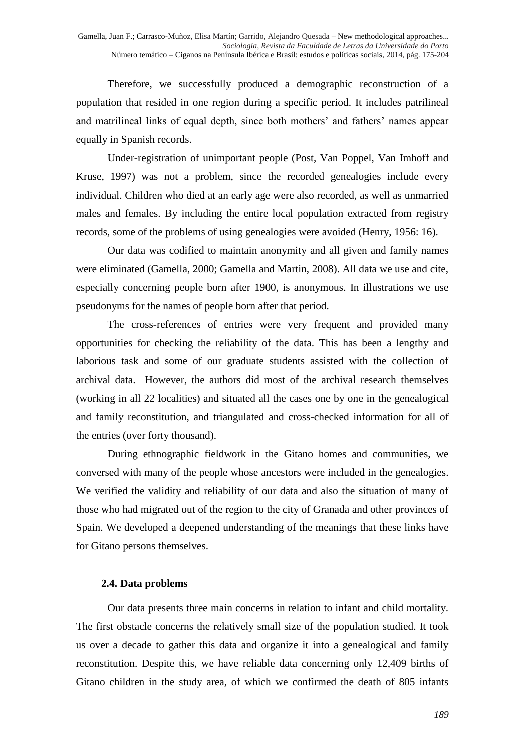Therefore, we successfully produced a demographic reconstruction of a population that resided in one region during a specific period. It includes patrilineal and matrilineal links of equal depth, since both mothers' and fathers' names appear equally in Spanish records.

Under-registration of unimportant people (Post, Van Poppel, Van Imhoff and Kruse, 1997) was not a problem, since the recorded genealogies include every individual. Children who died at an early age were also recorded, as well as unmarried males and females. By including the entire local population extracted from registry records, some of the problems of using genealogies were avoided (Henry, 1956: 16).

Our data was codified to maintain anonymity and all given and family names were eliminated (Gamella, 2000; Gamella and Martin, 2008). All data we use and cite, especially concerning people born after 1900, is anonymous. In illustrations we use pseudonyms for the names of people born after that period.

The cross-references of entries were very frequent and provided many opportunities for checking the reliability of the data. This has been a lengthy and laborious task and some of our graduate students assisted with the collection of archival data. However, the authors did most of the archival research themselves (working in all 22 localities) and situated all the cases one by one in the genealogical and family reconstitution, and triangulated and cross-checked information for all of the entries (over forty thousand).

During ethnographic fieldwork in the Gitano homes and communities, we conversed with many of the people whose ancestors were included in the genealogies. We verified the validity and reliability of our data and also the situation of many of those who had migrated out of the region to the city of Granada and other provinces of Spain. We developed a deepened understanding of the meanings that these links have for Gitano persons themselves.

### 2.4. Data problems

Our data presents three main concerns in relation to infant and child mortality. The first obstacle concerns the relatively small size of the population studied. It took us over a decade to gather this data and organize it into a genealogical and family reconstitution. Despite this, we have reliable data concerning only 12,409 births of Gitano children in the study area, of which we confirmed the death of 805 infants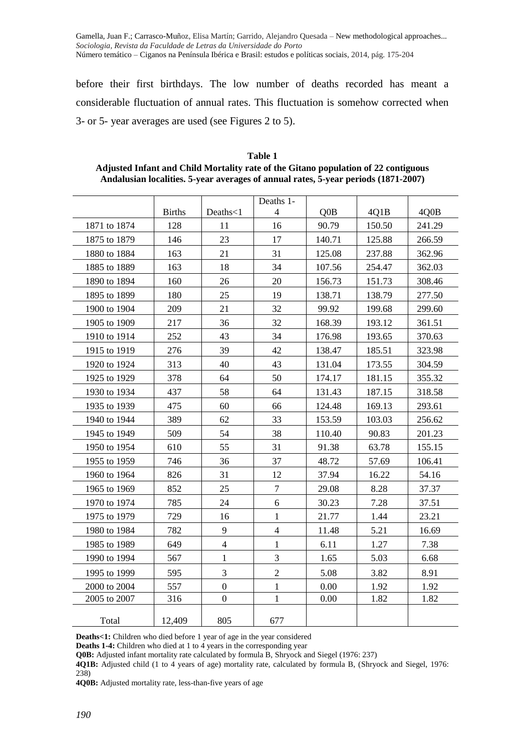before their first birthdays. The low number of deaths recorded has meant a considerable fluctuation of annual rates. This fluctuation is somehow corrected when 3- or 5- year averages are used (see Figures 2 to 5).

**Table 1**
**Adjusted Infant and Child Mortality rate of the Gitano population of 22 contiguous Andalusian localities. 5-year averages of annual rates, 5-year periods (1871-2007)**

| | Births | Deaths<1 | Deaths 1-4 | Q0B | 4Q1B | 4Q0B |
|---|---|---|---|---|---|---|
| 1871 to 1874 | 128 | 11 | 16 | 90.79 | 150.50 | 241.29 |
| 1875 to 1879 | 146 | 23 | 17 | 140.71 | 125.88 | 266.59 |
| 1880 to 1884 | 163 | 21 | 31 | 125.08 | 237.88 | 362.96 |
| 1885 to 1889 | 163 | 18 | 34 | 107.56 | 254.47 | 362.03 |
| 1890 to 1894 | 160 | 26 | 20 | 156.73 | 151.73 | 308.46 |
| 1895 to 1899 | 180 | 25 | 19 | 138.71 | 138.79 | 277.50 |
| 1900 to 1904 | 209 | 21 | 32 | 99.92 | 199.68 | 299.60 |
| 1905 to 1909 | 217 | 36 | 32 | 168.39 | 193.12 | 361.51 |
| 1910 to 1914 | 252 | 43 | 34 | 176.98 | 193.65 | 370.63 |
| 1915 to 1919 | 276 | 39 | 42 | 138.47 | 185.51 | 323.98 |
| 1920 to 1924 | 313 | 40 | 43 | 131.04 | 173.55 | 304.59 |
| 1925 to 1929 | 378 | 64 | 50 | 174.17 | 181.15 | 355.32 |
| 1930 to 1934 | 437 | 58 | 64 | 131.43 | 187.15 | 318.58 |
| 1935 to 1939 | 475 | 60 | 66 | 124.48 | 169.13 | 293.61 |
| 1940 to 1944 | 389 | 62 | 33 | 153.59 | 103.03 | 256.62 |
| 1945 to 1949 | 509 | 54 | 38 | 110.40 | 90.83 | 201.23 |
| 1950 to 1954 | 610 | 55 | 31 | 91.38 | 63.78 | 155.15 |
| 1955 to 1959 | 746 | 36 | 37 | 48.72 | 57.69 | 106.41 |
| 1960 to 1964 | 826 | 31 | 12 | 37.94 | 16.22 | 54.16 |
| 1965 to 1969 | 852 | 25 | 7 | 29.08 | 8.28 | 37.37 |
| 1970 to 1974 | 785 | 24 | 6 | 30.23 | 7.28 | 37.51 |
| 1975 to 1979 | 729 | 16 | 1 | 21.77 | 1.44 | 23.21 |
| 1980 to 1984 | 782 | 9 | 4 | 11.48 | 5.21 | 16.69 |
| 1985 to 1989 | 649 | 4 | 1 | 6.11 | 1.27 | 7.38 |
| 1990 to 1994 | 567 | 1 | 3 | 1.65 | 5.03 | 6.68 |
| 1995 to 1999 | 595 | 3 | 2 | 5.08 | 3.82 | 8.91 |
| 2000 to 2004 | 557 | 0 | 1 | 0.00 | 1.92 | 1.92 |
| 2005 to 2007 | 316 | 0 | 1 | 0.00 | 1.82 | 1.82 |
| Total | 12,409 | 805 | 677 | | | |

**Deaths<1:** Children who died before 1 year of age in the year considered
**Deaths 1-4:** Children who died at 1 to 4 years in the corresponding year
**Q0B:** Adjusted infant mortality rate calculated by formula B, Shryock and Siegel (1976: 237)
**4Q1B:** Adjusted child (1 to 4 years of age) mortality rate, calculated by formula B, (Shryock and Siegel, 1976: 238)
**4Q0B:** Adjusted mortality rate, less-than-five years of age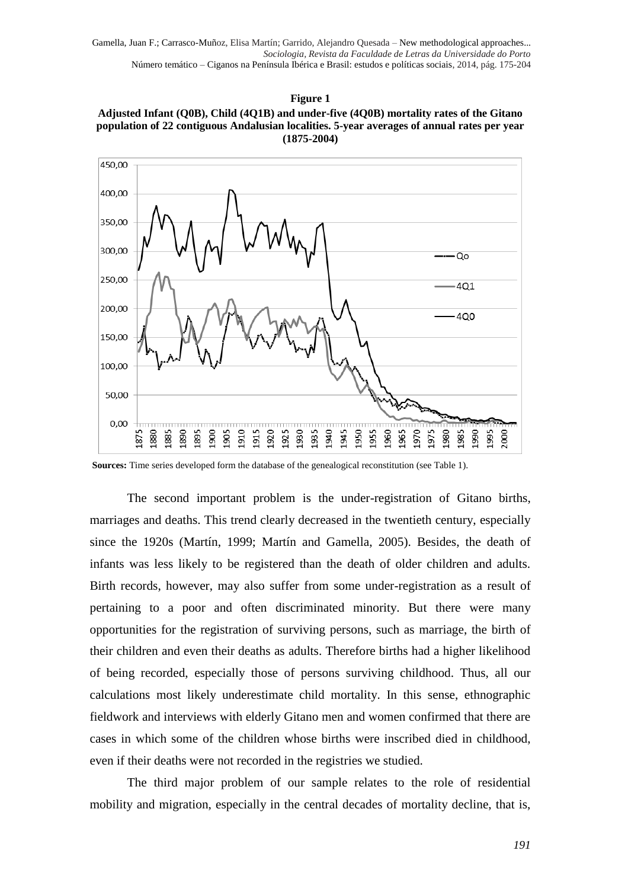**Figure 1**
**Adjusted Infant (Q0B), Child (4Q1B) and under-five (4Q0B) mortality rates of the Gitano population of 22 contiguous Andalusian localities. 5-year averages of annual rates per year (1875-2004)**

**Sources:** Time series developed form the database of the genealogical reconstitution (see Table 1).

The second important problem is the under-registration of Gitano births, marriages and deaths. This trend clearly decreased in the twentieth century, especially since the 1920s (Martín, 1999; Martín and Gamella, 2005). Besides, the death of infants was less likely to be registered than the death of older children and adults. Birth records, however, may also suffer from some under-registration as a result of pertaining to a poor and often discriminated minority. But there were many opportunities for the registration of surviving persons, such as marriage, the birth of their children and even their deaths as adults. Therefore births had a higher likelihood of being recorded, especially those of persons surviving childhood. Thus, all our calculations most likely underestimate child mortality. In this sense, ethnographic fieldwork and interviews with elderly Gitano men and women confirmed that there are cases in which some of the children whose births were inscribed died in childhood, even if their deaths were not recorded in the registries we studied.

The third major problem of our sample relates to the role of residential mobility and migration, especially in the central decades of mortality decline, that is,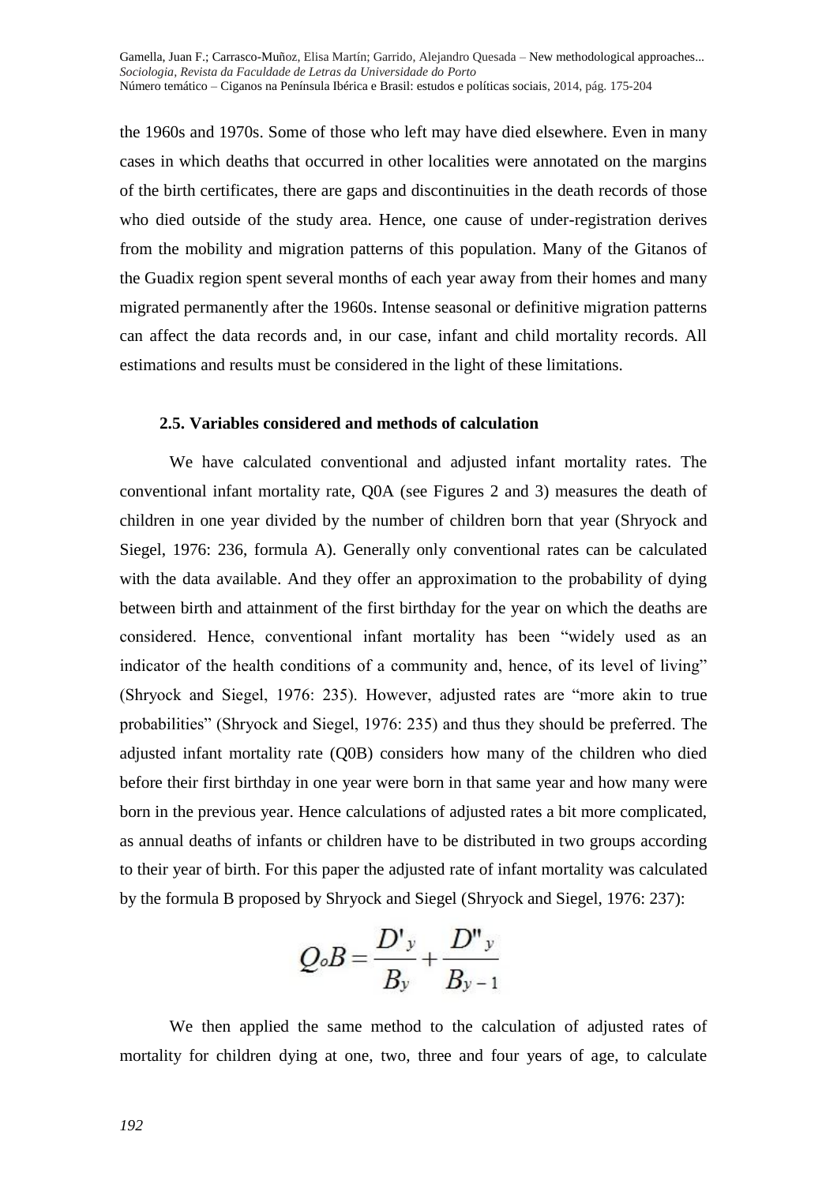the 1960s and 1970s. Some of those who left may have died elsewhere. Even in many cases in which deaths that occurred in other localities were annotated on the margins of the birth certificates, there are gaps and discontinuities in the death records of those who died outside of the study area. Hence, one cause of under-registration derives from the mobility and migration patterns of this population. Many of the Gitanos of the Guadix region spent several months of each year away from their homes and many migrated permanently after the 1960s. Intense seasonal or definitive migration patterns can affect the data records and, in our case, infant and child mortality records. All estimations and results must be considered in the light of these limitations.

### 2.5. Variables considered and methods of calculation

We have calculated conventional and adjusted infant mortality rates. The conventional infant mortality rate, Q0A (see Figures 2 and 3) measures the death of children in one year divided by the number of children born that year (Shryock and Siegel, 1976: 236, formula A). Generally only conventional rates can be calculated with the data available. And they offer an approximation to the probability of dying between birth and attainment of the first birthday for the year on which the deaths are considered. Hence, conventional infant mortality has been "widely used as an indicator of the health conditions of a community and, hence, of its level of living" (Shryock and Siegel, 1976: 235). However, adjusted rates are "more akin to true probabilities" (Shryock and Siegel, 1976: 235) and thus they should be preferred. The adjusted infant mortality rate (Q0B) considers how many of the children who died before their first birthday in one year were born in that same year and how many were born in the previous year. Hence calculations of adjusted rates a bit more complicated, as annual deaths of infants or children have to be distributed in two groups according to their year of birth. For this paper the adjusted rate of infant mortality was calculated by the formula B proposed by Shryock and Siegel (Shryock and Siegel, 1976: 237):

$$Q_o B = \frac{D'_y}{B_y} + \frac{D''_y}{B_{y-1}}$$

We then applied the same method to the calculation of adjusted rates of mortality for children dying at one, two, three and four years of age, to calculate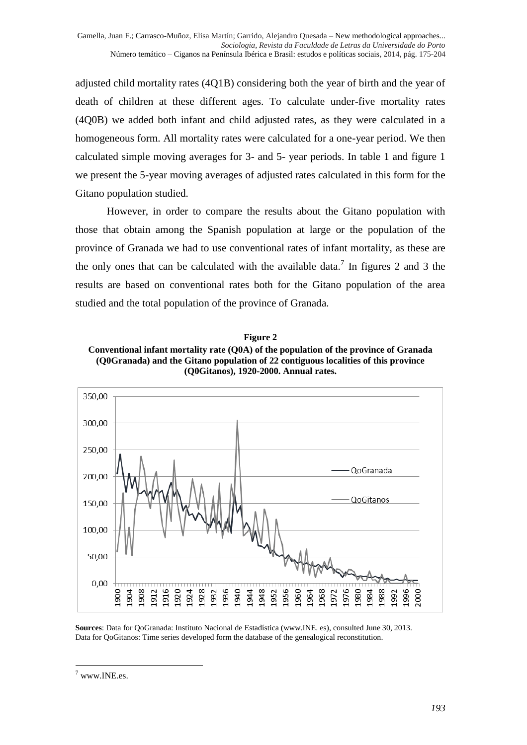adjusted child mortality rates (4Q1B) considering both the year of birth and the year of death of children at these different ages. To calculate under-five mortality rates (4Q0B) we added both infant and child adjusted rates, as they were calculated in a homogeneous form. All mortality rates were calculated for a one-year period. We then calculated simple moving averages for 3- and 5- year periods. In table 1 and figure 1 we present the 5-year moving averages of adjusted rates calculated in this form for the Gitano population studied.

However, in order to compare the results about the Gitano population with those that obtain among the Spanish population at large or the population of the province of Granada we had to use conventional rates of infant mortality, as these are the only ones that can be calculated with the available data.[7] In figures 2 and 3 the results are based on conventional rates both for the Gitano population of the area studied and the total population of the province of Granada.

**Figure 2**
**Conventional infant mortality rate (Q0A) of the population of the province of Granada (Q0Granada) and the Gitano population of 22 contiguous localities of this province (Q0Gitanos), 1920-2000. Annual rates.**

**Sources**: Data for QoGranada: Instituto Nacional de Estadística (www.INE. es), consulted June 30, 2013. Data for QoGitanos: Time series developed form the database of the genealogical reconstitution.

[7] www.INE.es.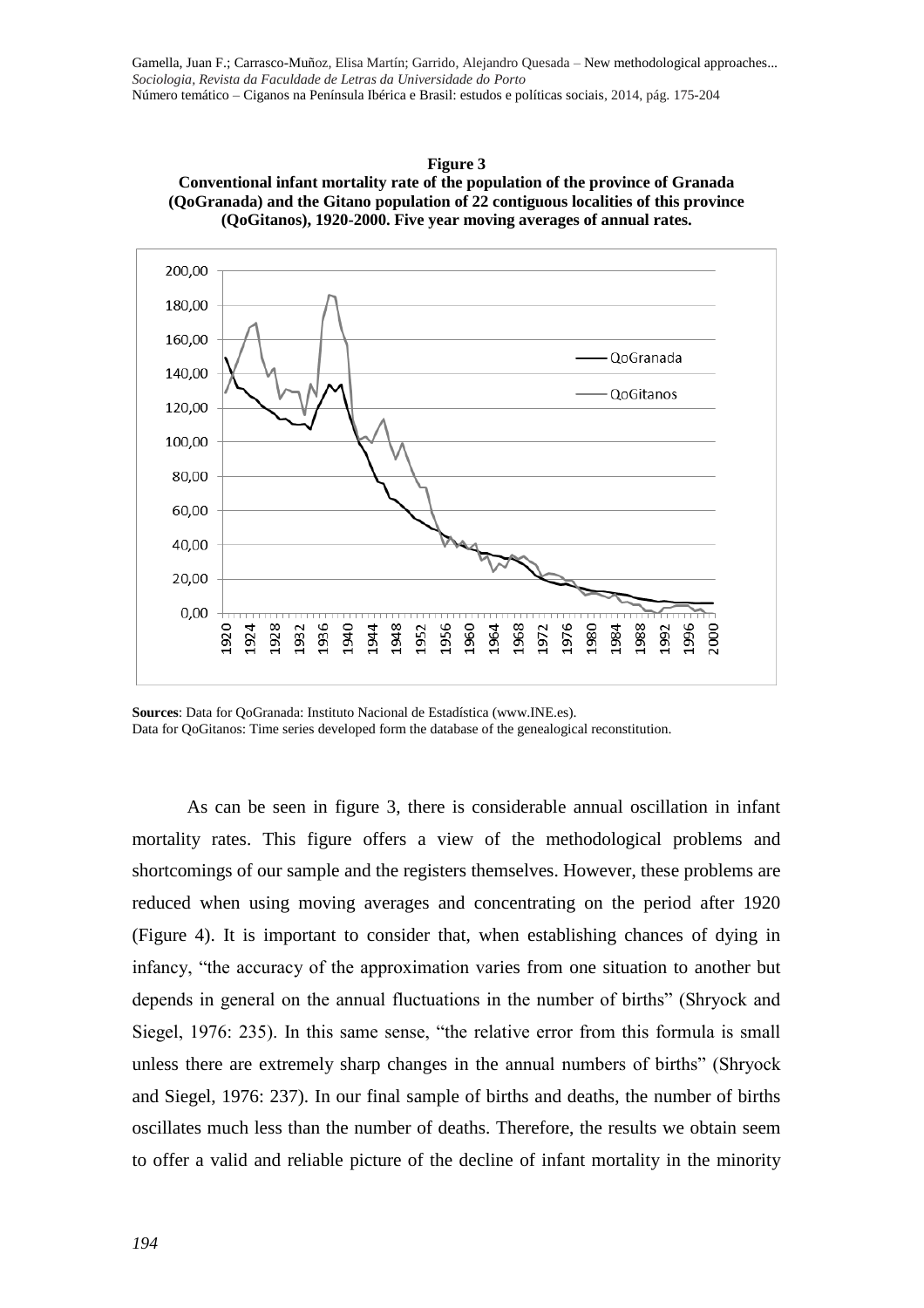**Figure 3**
**Conventional infant mortality rate of the population of the province of Granada (QoGranada) and the Gitano population of 22 contiguous localities of this province (QoGitanos), 1920-2000. Five year moving averages of annual rates.**

**Sources**: Data for QoGranada: Instituto Nacional de Estadística (www.INE.es).
Data for QoGitanos: Time series developed form the database of the genealogical reconstitution.

As can be seen in figure 3, there is considerable annual oscillation in infant mortality rates. This figure offers a view of the methodological problems and shortcomings of our sample and the registers themselves. However, these problems are reduced when using moving averages and concentrating on the period after 1920 (Figure 4). It is important to consider that, when establishing chances of dying in infancy, "the accuracy of the approximation varies from one situation to another but depends in general on the annual fluctuations in the number of births" (Shryock and Siegel, 1976: 235). In this same sense, "the relative error from this formula is small unless there are extremely sharp changes in the annual numbers of births" (Shryock and Siegel, 1976: 237). In our final sample of births and deaths, the number of births oscillates much less than the number of deaths. Therefore, the results we obtain seem to offer a valid and reliable picture of the decline of infant mortality in the minority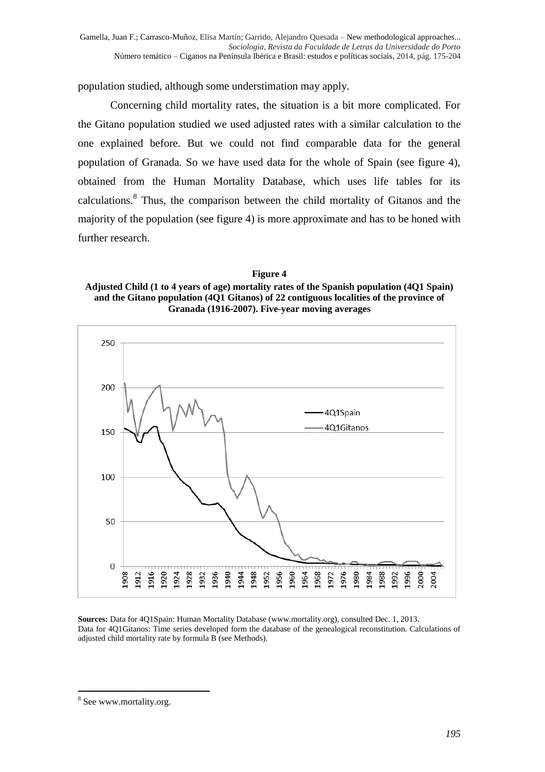population studied, although some understimation may apply.

Concerning child mortality rates, the situation is a bit more complicated. For the Gitano population studied we used adjusted rates with a similar calculation to the one explained before. But we could not find comparable data for the general population of Granada. So we have used data for the whole of Spain (see figure 4), obtained from the Human Mortality Database, which uses life tables for its calculations.[8] Thus, the comparison between the child mortality of Gitanos and the majority of the population (see figure 4) is more approximate and has to be honed with further research.

**Figure 4**
**Adjusted Child (1 to 4 years of age) mortality rates of the Spanish population (4Q1 Spain) and the Gitano population (4Q1 Gitanos) of 22 contiguous localities of the province of Granada (1916-2007). Five-year moving averages**

**Sources:** Data for 4Q1Spain: Human Mortality Database (www.mortality.org), consulted Dec. 1, 2013.
Data for 4Q1Gitanos: Time series developed form the database of the genealogical reconstitution. Calculations of adjusted child mortality rate by formula B (see Methods).

[8] See www.mortality.org.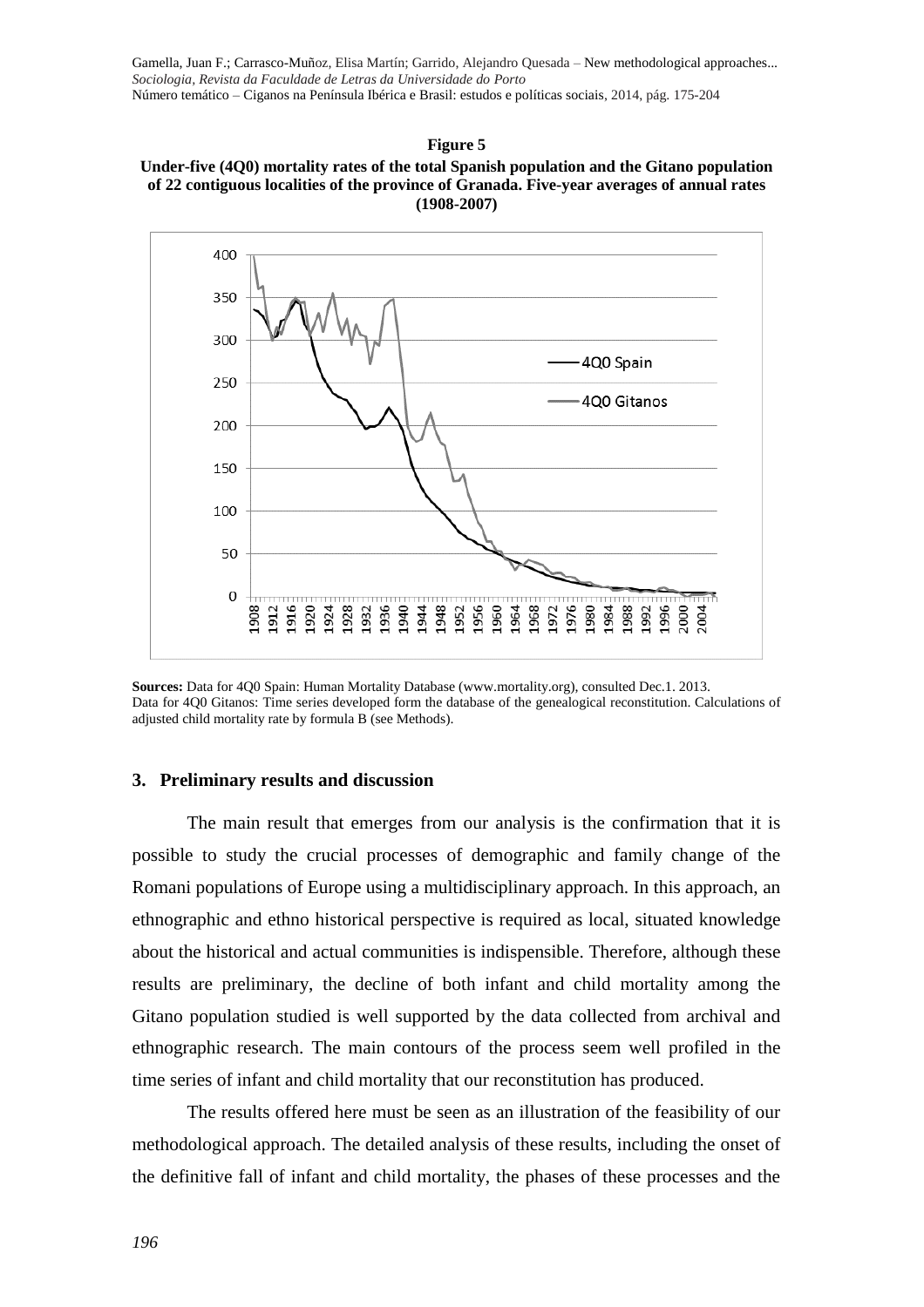**Figure 5**

**Under-five (4Q0) mortality rates of the total Spanish population and the Gitano population of 22 contiguous localities of the province of Granada. Five-year averages of annual rates (1908-2007)**

**Sources:** Data for 4Q0 Spain: Human Mortality Database (www.mortality.org), consulted Dec.1. 2013. Data for 4Q0 Gitanos: Time series developed form the database of the genealogical reconstitution. Calculations of adjusted child mortality rate by formula B (see Methods).

## 3. Preliminary results and discussion

The main result that emerges from our analysis is the confirmation that it is possible to study the crucial processes of demographic and family change of the Romani populations of Europe using a multidisciplinary approach. In this approach, an ethnographic and ethno historical perspective is required as local, situated knowledge about the historical and actual communities is indispensible. Therefore, although these results are preliminary, the decline of both infant and child mortality among the Gitano population studied is well supported by the data collected from archival and ethnographic research. The main contours of the process seem well profiled in the time series of infant and child mortality that our reconstitution has produced.

The results offered here must be seen as an illustration of the feasibility of our methodological approach. The detailed analysis of these results, including the onset of the definitive fall of infant and child mortality, the phases of these processes and the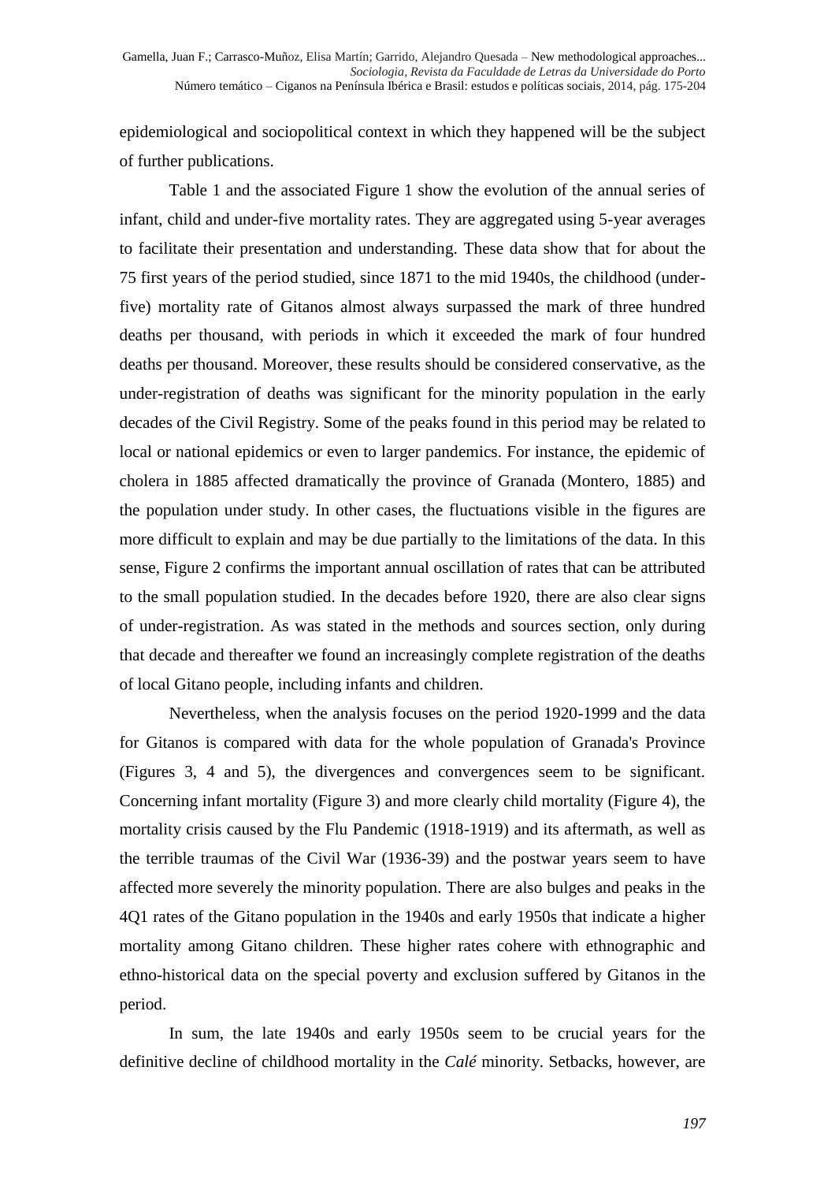epidemiological and sociopolitical context in which they happened will be the subject of further publications.

Table 1 and the associated Figure 1 show the evolution of the annual series of infant, child and under-five mortality rates. They are aggregated using 5-year averages to facilitate their presentation and understanding. These data show that for about the 75 first years of the period studied, since 1871 to the mid 1940s, the childhood (under-five) mortality rate of Gitanos almost always surpassed the mark of three hundred deaths per thousand, with periods in which it exceeded the mark of four hundred deaths per thousand. Moreover, these results should be considered conservative, as the under-registration of deaths was significant for the minority population in the early decades of the Civil Registry. Some of the peaks found in this period may be related to local or national epidemics or even to larger pandemics. For instance, the epidemic of cholera in 1885 affected dramatically the province of Granada (Montero, 1885) and the population under study. In other cases, the fluctuations visible in the figures are more difficult to explain and may be due partially to the limitations of the data. In this sense, Figure 2 confirms the important annual oscillation of rates that can be attributed to the small population studied. In the decades before 1920, there are also clear signs of under-registration. As was stated in the methods and sources section, only during that decade and thereafter we found an increasingly complete registration of the deaths of local Gitano people, including infants and children.

Nevertheless, when the analysis focuses on the period 1920-1999 and the data for Gitanos is compared with data for the whole population of Granada's Province (Figures 3, 4 and 5), the divergences and convergences seem to be significant. Concerning infant mortality (Figure 3) and more clearly child mortality (Figure 4), the mortality crisis caused by the Flu Pandemic (1918-1919) and its aftermath, as well as the terrible traumas of the Civil War (1936-39) and the postwar years seem to have affected more severely the minority population. There are also bulges and peaks in the 4Q1 rates of the Gitano population in the 1940s and early 1950s that indicate a higher mortality among Gitano children. These higher rates cohere with ethnographic and ethno-historical data on the special poverty and exclusion suffered by Gitanos in the period.

In sum, the late 1940s and early 1950s seem to be crucial years for the definitive decline of childhood mortality in the *Calé* minority. Setbacks, however, are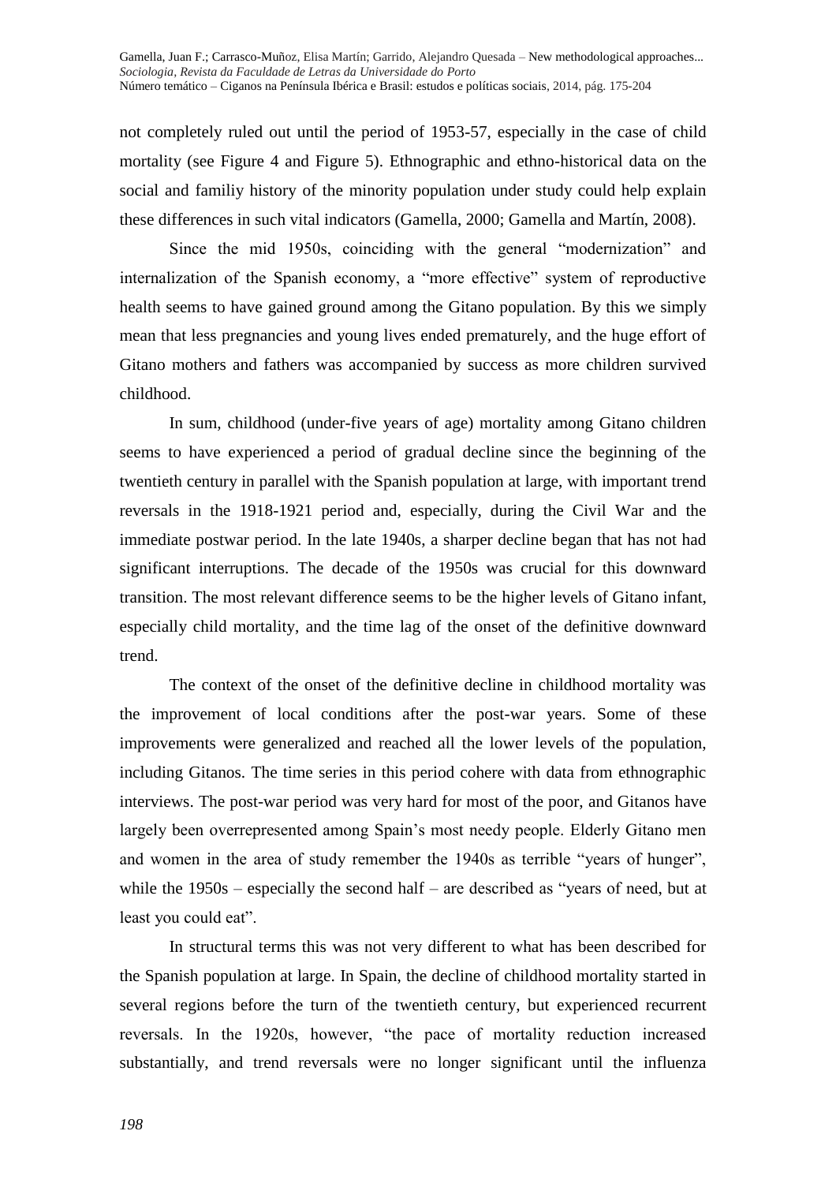not completely ruled out until the period of 1953-57, especially in the case of child mortality (see Figure 4 and Figure 5). Ethnographic and ethno-historical data on the social and familiy history of the minority population under study could help explain these differences in such vital indicators (Gamella, 2000; Gamella and Martín, 2008).

Since the mid 1950s, coinciding with the general "modernization" and internalization of the Spanish economy, a "more effective" system of reproductive health seems to have gained ground among the Gitano population. By this we simply mean that less pregnancies and young lives ended prematurely, and the huge effort of Gitano mothers and fathers was accompanied by success as more children survived childhood.

In sum, childhood (under-five years of age) mortality among Gitano children seems to have experienced a period of gradual decline since the beginning of the twentieth century in parallel with the Spanish population at large, with important trend reversals in the 1918-1921 period and, especially, during the Civil War and the immediate postwar period. In the late 1940s, a sharper decline began that has not had significant interruptions. The decade of the 1950s was crucial for this downward transition. The most relevant difference seems to be the higher levels of Gitano infant, especially child mortality, and the time lag of the onset of the definitive downward trend.

The context of the onset of the definitive decline in childhood mortality was the improvement of local conditions after the post-war years. Some of these improvements were generalized and reached all the lower levels of the population, including Gitanos. The time series in this period cohere with data from ethnographic interviews. The post-war period was very hard for most of the poor, and Gitanos have largely been overrepresented among Spain's most needy people. Elderly Gitano men and women in the area of study remember the 1940s as terrible "years of hunger", while the 1950s – especially the second half – are described as "years of need, but at least you could eat".

In structural terms this was not very different to what has been described for the Spanish population at large. In Spain, the decline of childhood mortality started in several regions before the turn of the twentieth century, but experienced recurrent reversals. In the 1920s, however, "the pace of mortality reduction increased substantially, and trend reversals were no longer significant until the influenza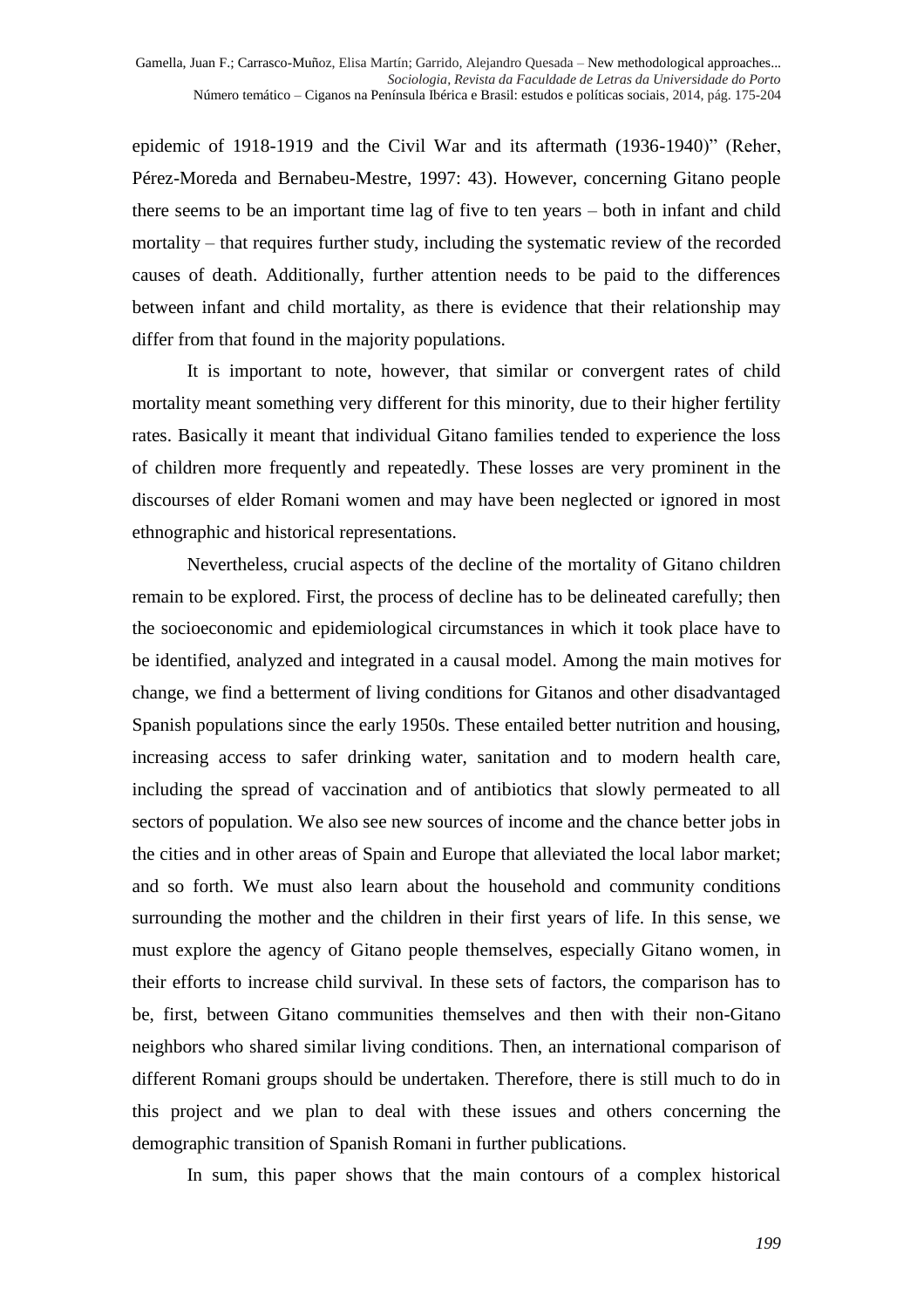epidemic of 1918-1919 and the Civil War and its aftermath (1936-1940)" (Reher, Pérez-Moreda and Bernabeu-Mestre, 1997: 43). However, concerning Gitano people there seems to be an important time lag of five to ten years – both in infant and child mortality – that requires further study, including the systematic review of the recorded causes of death. Additionally, further attention needs to be paid to the differences between infant and child mortality, as there is evidence that their relationship may differ from that found in the majority populations.

It is important to note, however, that similar or convergent rates of child mortality meant something very different for this minority, due to their higher fertility rates. Basically it meant that individual Gitano families tended to experience the loss of children more frequently and repeatedly. These losses are very prominent in the discourses of elder Romani women and may have been neglected or ignored in most ethnographic and historical representations.

Nevertheless, crucial aspects of the decline of the mortality of Gitano children remain to be explored. First, the process of decline has to be delineated carefully; then the socioeconomic and epidemiological circumstances in which it took place have to be identified, analyzed and integrated in a causal model. Among the main motives for change, we find a betterment of living conditions for Gitanos and other disadvantaged Spanish populations since the early 1950s. These entailed better nutrition and housing, increasing access to safer drinking water, sanitation and to modern health care, including the spread of vaccination and of antibiotics that slowly permeated to all sectors of population. We also see new sources of income and the chance better jobs in the cities and in other areas of Spain and Europe that alleviated the local labor market; and so forth. We must also learn about the household and community conditions surrounding the mother and the children in their first years of life. In this sense, we must explore the agency of Gitano people themselves, especially Gitano women, in their efforts to increase child survival. In these sets of factors, the comparison has to be, first, between Gitano communities themselves and then with their non-Gitano neighbors who shared similar living conditions. Then, an international comparison of different Romani groups should be undertaken. Therefore, there is still much to do in this project and we plan to deal with these issues and others concerning the demographic transition of Spanish Romani in further publications.

In sum, this paper shows that the main contours of a complex historical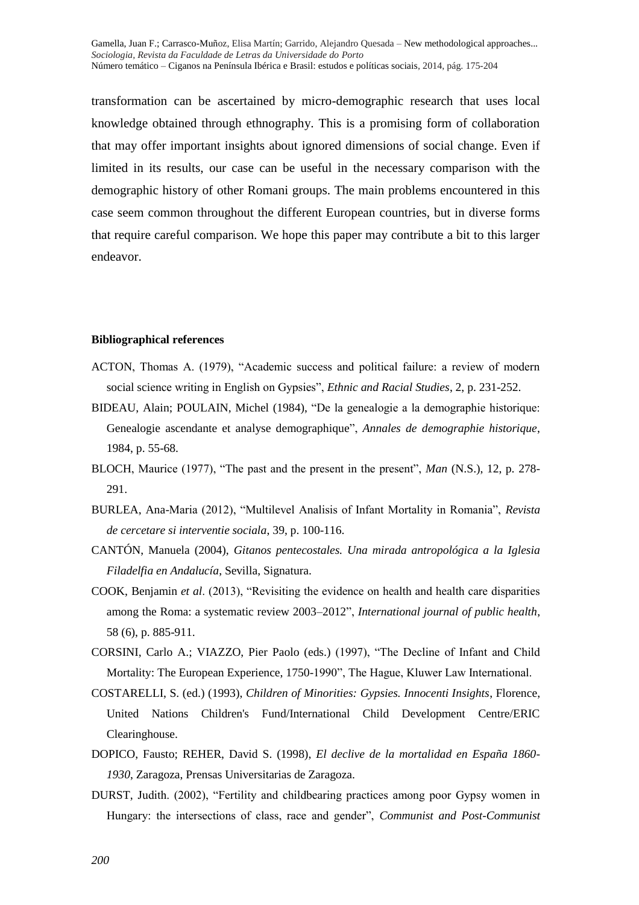transformation can be ascertained by micro-demographic research that uses local knowledge obtained through ethnography. This is a promising form of collaboration that may offer important insights about ignored dimensions of social change. Even if limited in its results, our case can be useful in the necessary comparison with the demographic history of other Romani groups. The main problems encountered in this case seem common throughout the different European countries, but in diverse forms that require careful comparison. We hope this paper may contribute a bit to this larger endeavor.

**Bibliographical references**

ACTON, Thomas A. (1979), "Academic success and political failure: a review of modern social science writing in English on Gypsies", *Ethnic and Racial Studies*, 2, p. 231-252.

BIDEAU, Alain; POULAIN, Michel (1984), "De la genealogie a la demographie historique: Genealogie ascendante et analyse demographique", *Annales de demographie historique*, 1984, p. 55-68.

BLOCH, Maurice (1977), "The past and the present in the present", *Man* (N.S.), 12, p. 278-291.

BURLEA, Ana-Maria (2012), "Multilevel Analisis of Infant Mortality in Romania", *Revista de cercetare si interventie sociala*, 39, p. 100-116.

CANTÓN, Manuela (2004), *Gitanos pentecostales. Una mirada antropológica a la Iglesia Filadelfia en Andalucía*, Sevilla, Signatura.

COOK, Benjamin *et al*. (2013), "Revisiting the evidence on health and health care disparities among the Roma: a systematic review 2003–2012", *International journal of public health*, 58 (6), p. 885-911.

CORSINI, Carlo A.; VIAZZO, Pier Paolo (eds.) (1997), "The Decline of Infant and Child Mortality: The European Experience, 1750-1990", The Hague, Kluwer Law International.

COSTARELLI, S. (ed.) (1993), *Children of Minorities: Gypsies. Innocenti Insights*, Florence, United Nations Children's Fund/International Child Development Centre/ERIC Clearinghouse.

DOPICO, Fausto; REHER, David S. (1998), *El declive de la mortalidad en España 1860-1930*, Zaragoza, Prensas Universitarias de Zaragoza.

DURST, Judith. (2002), "Fertility and childbearing practices among poor Gypsy women in Hungary: the intersections of class, race and gender", *Communist and Post-Communist*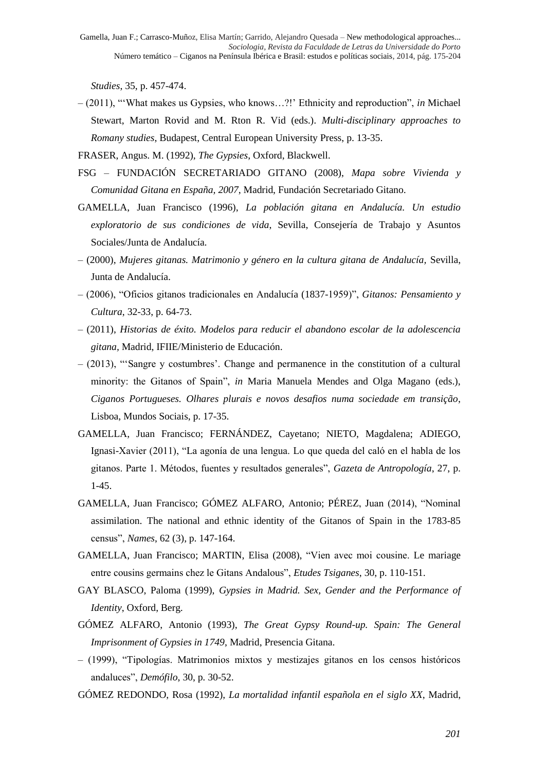*Studies*, 35, p. 457-474.

– (2011), "'What makes us Gypsies, who knows…?!' Ethnicity and reproduction", *in* Michael Stewart, Marton Rovid and M. Rton R. Vid (eds.). *Multi-disciplinary approaches to Romany studies*, Budapest, Central European University Press, p. 13-35.

FRASER, Angus. M. (1992), *The Gypsies*, Oxford, Blackwell.

FSG – FUNDACIÓN SECRETARIADO GITANO (2008), *Mapa sobre Vivienda y Comunidad Gitana en España, 2007*, Madrid, Fundación Secretariado Gitano.

GAMELLA, Juan Francisco (1996), *La población gitana en Andalucía. Un estudio exploratorio de sus condiciones de vida*, Sevilla, Consejería de Trabajo y Asuntos Sociales/Junta de Andalucía.

– (2000), *Mujeres gitanas. Matrimonio y género en la cultura gitana de Andalucía*, Sevilla, Junta de Andalucía.

– (2006), "Oficios gitanos tradicionales en Andalucía (1837-1959)", *Gitanos: Pensamiento y Cultura*, 32-33, p. 64-73.

– (2011), *Historias de éxito. Modelos para reducir el abandono escolar de la adolescencia gitana*, Madrid, IFIIE/Ministerio de Educación.

– (2013), "'Sangre y costumbres'. Change and permanence in the constitution of a cultural minority: the Gitanos of Spain", *in* Maria Manuela Mendes and Olga Magano (eds.), *Ciganos Portugueses. Olhares plurais e novos desafios numa sociedade em transição*, Lisboa, Mundos Sociais, p. 17-35.

GAMELLA, Juan Francisco; FERNÁNDEZ, Cayetano; NIETO, Magdalena; ADIEGO, Ignasi-Xavier (2011), "La agonía de una lengua. Lo que queda del caló en el habla de los gitanos. Parte 1. Métodos, fuentes y resultados generales", *Gazeta de Antropología*, 27, p. 1-45.

GAMELLA, Juan Francisco; GÓMEZ ALFARO, Antonio; PÉREZ, Juan (2014), "Nominal assimilation. The national and ethnic identity of the Gitanos of Spain in the 1783-85 census", *Names*, 62 (3), p. 147-164.

GAMELLA, Juan Francisco; MARTIN, Elisa (2008), "Vien avec moi cousine. Le mariage entre cousins germains chez le Gitans Andalous", *Etudes Tsiganes*, 30, p. 110-151.

GAY BLASCO, Paloma (1999), *Gypsies in Madrid. Sex, Gender and the Performance of Identity*, Oxford, Berg.

GÓMEZ ALFARO, Antonio (1993), *The Great Gypsy Round-up. Spain: The General Imprisonment of Gypsies in 1749*, Madrid, Presencia Gitana.

– (1999), "Tipologías. Matrimonios mixtos y mestizajes gitanos en los censos históricos andaluces", *Demófilo*, 30, p. 30-52.

GÓMEZ REDONDO, Rosa (1992), *La mortalidad infantil española en el siglo XX*, Madrid,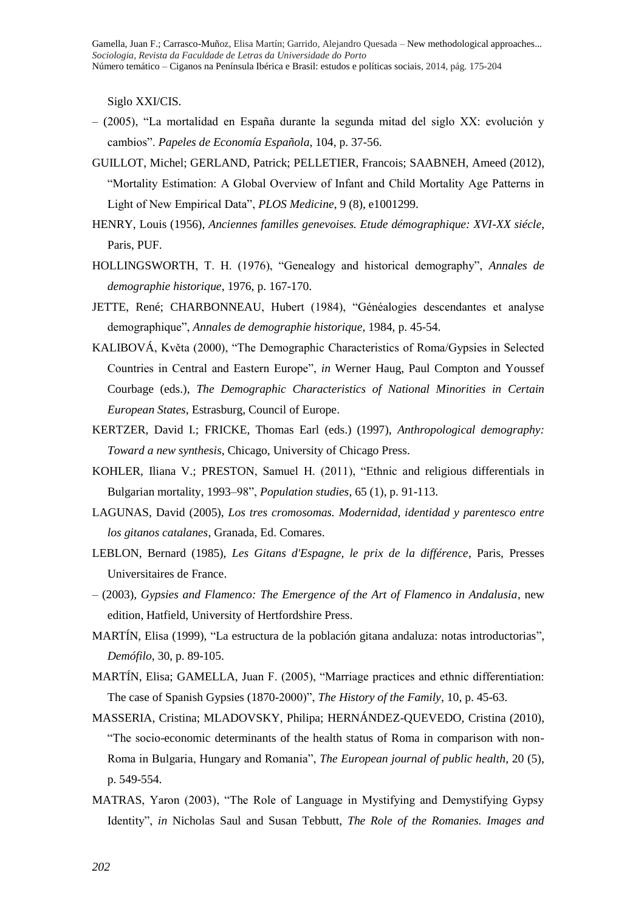Siglo XXI/CIS.

– (2005), "La mortalidad en España durante la segunda mitad del siglo XX: evolución y cambios". *Papeles de Economía Española*, 104, p. 37-56.

GUILLOT, Michel; GERLAND, Patrick; PELLETIER, Francois; SAABNEH, Ameed (2012), "Mortality Estimation: A Global Overview of Infant and Child Mortality Age Patterns in Light of New Empirical Data", *PLOS Medicine*, 9 (8), e1001299.

HENRY, Louis (1956), *Anciennes familles genevoises. Etude démographique: XVI-XX siécle*, Paris, PUF.

HOLLINGSWORTH, T. H. (1976), "Genealogy and historical demography", *Annales de demographie historique*, 1976, p. 167-170.

JETTE, René; CHARBONNEAU, Hubert (1984), "Généalogies descendantes et analyse demographique", *Annales de demographie historique*, 1984, p. 45-54.

KALIBOVÁ, Květa (2000), "The Demographic Characteristics of Roma/Gypsies in Selected Countries in Central and Eastern Europe", *in* Werner Haug, Paul Compton and Youssef Courbage (eds.), *The Demographic Characteristics of National Minorities in Certain European States*, Estrasburg, Council of Europe.

KERTZER, David I.; FRICKE, Thomas Earl (eds.) (1997), *Anthropological demography: Toward a new synthesis*, Chicago, University of Chicago Press.

KOHLER, Iliana V.; PRESTON, Samuel H. (2011), "Ethnic and religious differentials in Bulgarian mortality, 1993–98", *Population studies*, 65 (1), p. 91-113.

LAGUNAS, David (2005), *Los tres cromosomas. Modernidad, identidad y parentesco entre los gitanos catalanes*, Granada, Ed. Comares.

LEBLON, Bernard (1985), *Les Gitans d'Espagne, le prix de la différence*, Paris, Presses Universitaires de France.

– (2003), *Gypsies and Flamenco: The Emergence of the Art of Flamenco in Andalusia*, new edition, Hatfield, University of Hertfordshire Press.

MARTÍN, Elisa (1999), "La estructura de la población gitana andaluza: notas introductorias", *Demófilo*, 30, p. 89-105.

MARTÍN, Elisa; GAMELLA, Juan F. (2005), "Marriage practices and ethnic differentiation: The case of Spanish Gypsies (1870-2000)", *The History of the Family*, 10, p. 45-63.

MASSERIA, Cristina; MLADOVSKY, Philipa; HERNÁNDEZ-QUEVEDO, Cristina (2010), "The socio-economic determinants of the health status of Roma in comparison with non-Roma in Bulgaria, Hungary and Romania", *The European journal of public health*, 20 (5), p. 549-554.

MATRAS, Yaron (2003), "The Role of Language in Mystifying and Demystifying Gypsy Identity", *in* Nicholas Saul and Susan Tebbutt, *The Role of the Romanies. Images and*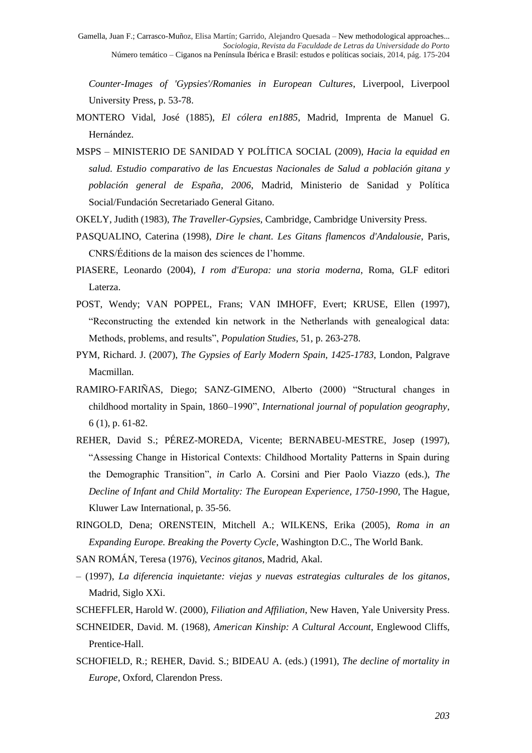*Counter-Images of 'Gypsies'/Romanies in European Cultures*, Liverpool, Liverpool University Press, p. 53-78.

MONTERO Vidal, José (1885), *El cólera en1885*, Madrid, Imprenta de Manuel G. Hernández.

MSPS – MINISTERIO DE SANIDAD Y POLÍTICA SOCIAL (2009), *Hacia la equidad en salud. Estudio comparativo de las Encuestas Nacionales de Salud a población gitana y población general de España, 2006*, Madrid, Ministerio de Sanidad y Política Social/Fundación Secretariado General Gitano.

OKELY, Judith (1983), *The Traveller-Gypsies*, Cambridge, Cambridge University Press.

PASQUALINO, Caterina (1998), *Dire le chant. Les Gitans flamencos d'Andalousie*, Paris, CNRS/Éditions de la maison des sciences de l'homme.

PIASERE, Leonardo (2004), *I rom d'Europa: una storia moderna*, Roma, GLF editori Laterza.

POST, Wendy; VAN POPPEL, Frans; VAN IMHOFF, Evert; KRUSE, Ellen (1997), "Reconstructing the extended kin network in the Netherlands with genealogical data: Methods, problems, and results", *Population Studies*, 51, p. 263-278.

PYM, Richard. J. (2007), *The Gypsies of Early Modern Spain, 1425-1783*, London, Palgrave Macmillan.

RAMIRO-FARIÑAS, Diego; SANZ-GIMENO, Alberto (2000) "Structural changes in childhood mortality in Spain, 1860–1990", *International journal of population geography*, 6 (1), p. 61-82.

REHER, David S.; PÉREZ-MOREDA, Vicente; BERNABEU-MESTRE, Josep (1997), "Assessing Change in Historical Contexts: Childhood Mortality Patterns in Spain during the Demographic Transition", *in* Carlo A. Corsini and Pier Paolo Viazzo (eds.), *The Decline of Infant and Child Mortality: The European Experience, 1750-1990*, The Hague, Kluwer Law International, p. 35-56.

RINGOLD, Dena; ORENSTEIN, Mitchell A.; WILKENS, Erika (2005), *Roma in an Expanding Europe. Breaking the Poverty Cycle*, Washington D.C., The World Bank.

SAN ROMÁN, Teresa (1976), *Vecinos gitanos*, Madrid, Akal.

– (1997), *La diferencia inquietante: viejas y nuevas estrategias culturales de los gitanos*, Madrid, Siglo XXi.

SCHEFFLER, Harold W. (2000), *Filiation and Affiliation*, New Haven, Yale University Press.

SCHNEIDER, David. M. (1968), *American Kinship: A Cultural Account*, Englewood Cliffs, Prentice-Hall.

SCHOFIELD, R.; REHER, David. S.; BIDEAU A. (eds.) (1991), *The decline of mortality in Europe*, Oxford, Clarendon Press.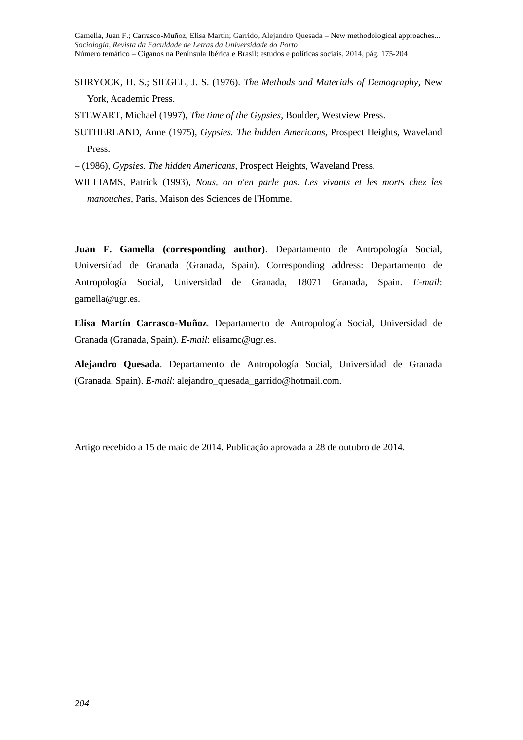SHRYOCK, H. S.; SIEGEL, J. S. (1976). *The Methods and Materials of Demography*, New York, Academic Press.

STEWART, Michael (1997), *The time of the Gypsies*, Boulder, Westview Press.

SUTHERLAND, Anne (1975), *Gypsies. The hidden Americans*, Prospect Heights, Waveland Press.

– (1986), *Gypsies. The hidden Americans*, Prospect Heights, Waveland Press.

WILLIAMS, Patrick (1993), *Nous, on n'en parle pas. Les vivants et les morts chez les manouches*, Paris, Maison des Sciences de l'Homme.

**Juan F. Gamella (corresponding author)**. Departamento de Antropología Social, Universidad de Granada (Granada, Spain). Corresponding address: Departamento de Antropología Social, Universidad de Granada, 18071 Granada, Spain. *E-mail*: gamella@ugr.es.

**Elisa Martín Carrasco-Muñoz**. Departamento de Antropología Social, Universidad de Granada (Granada, Spain). *E-mail*: elisamc@ugr.es.

**Alejandro Quesada**. Departamento de Antropología Social, Universidad de Granada (Granada, Spain). *E-mail*: alejandro_quesada_garrido@hotmail.com.

Artigo recebido a 15 de maio de 2014. Publicação aprovada a 28 de outubro de 2014.